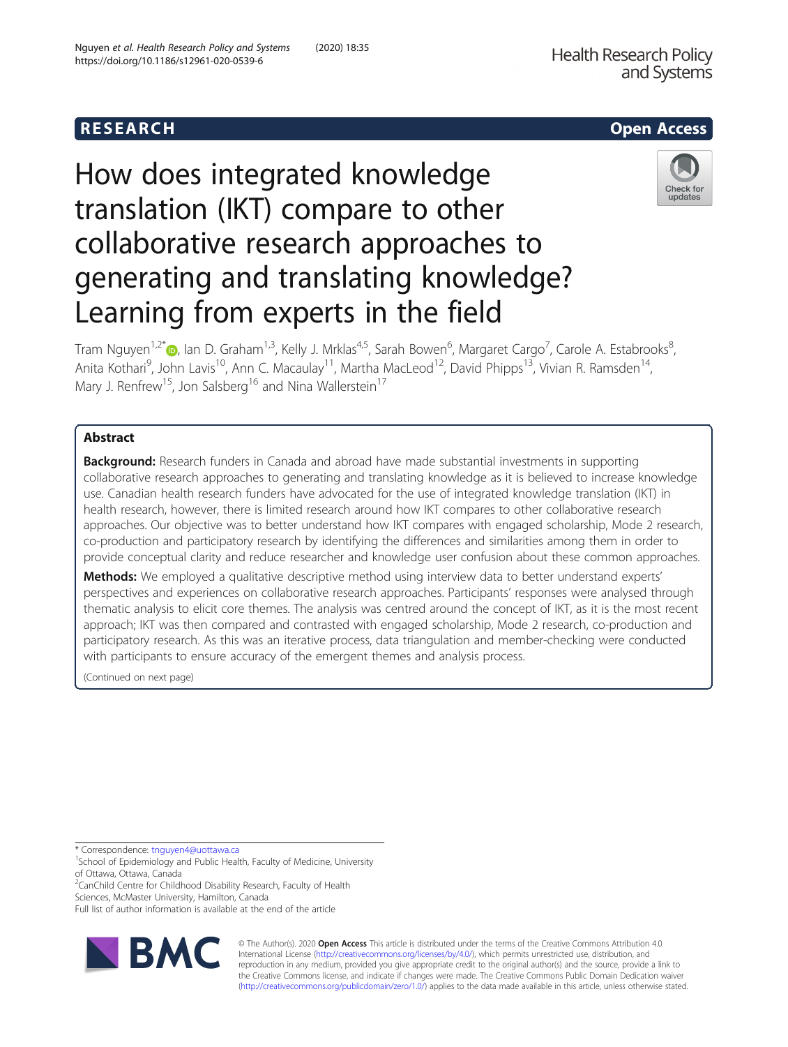RESEARCH

Open Access

# How does integrated knowledge translation (IKT) compare to other collaborative research approaches to generating and translating knowledge? Learning from experts in the field

Tram Nguyen[1,2*], Ian D. Graham[1,3], Kelly J. Mrklas[4,5], Sarah Bowen[6], Margaret Cargo[7], Carole A. Estabrooks[8], Anita Kothari[9], John Lavis[10], Ann C. Macaulay[11], Martha MacLeod[12], David Phipps[13], Vivian R. Ramsden[14], Mary J. Renfrew[15], Jon Salsberg[16] and Nina Wallerstein[17]

## Abstract

**Background:** Research funders in Canada and abroad have made substantial investments in supporting collaborative research approaches to generating and translating knowledge as it is believed to increase knowledge use. Canadian health research funders have advocated for the use of integrated knowledge translation (IKT) in health research, however, there is limited research around how IKT compares to other collaborative research approaches. Our objective was to better understand how IKT compares with engaged scholarship, Mode 2 research, co-production and participatory research by identifying the differences and similarities among them in order to provide conceptual clarity and reduce researcher and knowledge user confusion about these common approaches.

**Methods:** We employed a qualitative descriptive method using interview data to better understand experts' perspectives and experiences on collaborative research approaches. Participants' responses were analysed through thematic analysis to elicit core themes. The analysis was centred around the concept of IKT, as it is the most recent approach; IKT was then compared and contrasted with engaged scholarship, Mode 2 research, co-production and participatory research. As this was an iterative process, data triangulation and member-checking were conducted with participants to ensure accuracy of the emergent themes and analysis process.

(Continued on next page)

* Correspondence: tnguyen4@uottawa.ca

[1]School of Epidemiology and Public Health, Faculty of Medicine, University of Ottawa, Ottawa, Canada

[2]CanChild Centre for Childhood Disability Research, Faculty of Health Sciences, McMaster University, Hamilton, Canada

Full list of author information is available at the end of the article

© The Author(s). 2020 **Open Access** This article is distributed under the terms of the Creative Commons Attribution 4.0 International License (http://creativecommons.org/licenses/by/4.0/), which permits unrestricted use, distribution, and reproduction in any medium, provided you give appropriate credit to the original author(s) and the source, provide a link to the Creative Commons license, and indicate if changes were made. The Creative Commons Public Domain Dedication waiver (http://creativecommons.org/publicdomain/zero/1.0/) applies to the data made available in this article, unless otherwise stated.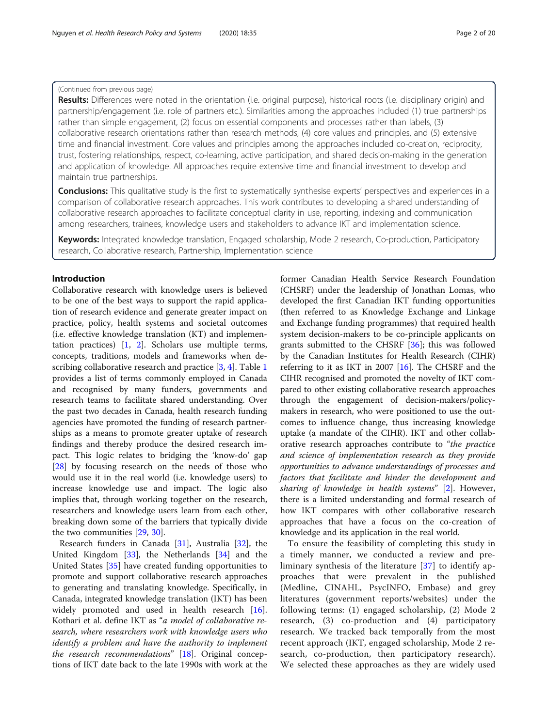(Continued from previous page)

**Results:** Differences were noted in the orientation (i.e. original purpose), historical roots (i.e. disciplinary origin) and partnership/engagement (i.e. role of partners etc.). Similarities among the approaches included (1) true partnerships rather than simple engagement, (2) focus on essential components and processes rather than labels, (3) collaborative research orientations rather than research methods, (4) core values and principles, and (5) extensive time and financial investment. Core values and principles among the approaches included co-creation, reciprocity, trust, fostering relationships, respect, co-learning, active participation, and shared decision-making in the generation and application of knowledge. All approaches require extensive time and financial investment to develop and maintain true partnerships.

**Conclusions:** This qualitative study is the first to systematically synthesise experts' perspectives and experiences in a comparison of collaborative research approaches. This work contributes to developing a shared understanding of collaborative research approaches to facilitate conceptual clarity in use, reporting, indexing and communication among researchers, trainees, knowledge users and stakeholders to advance IKT and implementation science.

**Keywords:** Integrated knowledge translation, Engaged scholarship, Mode 2 research, Co-production, Participatory research, Collaborative research, Partnership, Implementation science

## Introduction

Collaborative research with knowledge users is believed to be one of the best ways to support the rapid application of research evidence and generate greater impact on practice, policy, health systems and societal outcomes (i.e. effective knowledge translation (KT) and implementation practices) [1, 2]. Scholars use multiple terms, concepts, traditions, models and frameworks when describing collaborative research and practice [3, 4]. Table 1 provides a list of terms commonly employed in Canada and recognised by many funders, governments and research teams to facilitate shared understanding. Over the past two decades in Canada, health research funding agencies have promoted the funding of research partnerships as a means to promote greater uptake of research findings and thereby produce the desired research impact. This logic relates to bridging the 'know-do' gap [28] by focusing research on the needs of those who would use it in the real world (i.e. knowledge users) to increase knowledge use and impact. The logic also implies that, through working together on the research, researchers and knowledge users learn from each other, breaking down some of the barriers that typically divide the two communities [29, 30].

Research funders in Canada [31], Australia [32], the United Kingdom [33], the Netherlands [34] and the United States [35] have created funding opportunities to promote and support collaborative research approaches to generating and translating knowledge. Specifically, in Canada, integrated knowledge translation (IKT) has been widely promoted and used in health research [16]. Kothari et al. define IKT as "*a model of collaborative research, where researchers work with knowledge users who identify a problem and have the authority to implement the research recommendations*" [18]. Original conceptions of IKT date back to the late 1990s with work at the former Canadian Health Service Research Foundation (CHSRF) under the leadership of Jonathan Lomas, who developed the first Canadian IKT funding opportunities (then referred to as Knowledge Exchange and Linkage and Exchange funding programmes) that required health system decision-makers to be co-principle applicants on grants submitted to the CHSRF [36]; this was followed by the Canadian Institutes for Health Research (CIHR) referring to it as IKT in 2007 [16]. The CHSRF and the CIHR recognised and promoted the novelty of IKT compared to other existing collaborative research approaches through the engagement of decision-makers/policy-makers in research, who were positioned to use the outcomes to influence change, thus increasing knowledge uptake (a mandate of the CIHR). IKT and other collaborative research approaches contribute to "*the practice and science of implementation research as they provide opportunities to advance understandings of processes and factors that facilitate and hinder the development and sharing of knowledge in health systems*" [2]. However, there is a limited understanding and formal research of how IKT compares with other collaborative research approaches that have a focus on the co-creation of knowledge and its application in the real world.

To ensure the feasibility of completing this study in a timely manner, we conducted a review and preliminary synthesis of the literature [37] to identify approaches that were prevalent in the published (Medline, CINAHL, PsycINFO, Embase) and grey literatures (government reports/websites) under the following terms: (1) engaged scholarship, (2) Mode 2 research, (3) co-production and (4) participatory research. We tracked back temporally from the most recent approach (IKT, engaged scholarship, Mode 2 research, co-production, then participatory research). We selected these approaches as they are widely used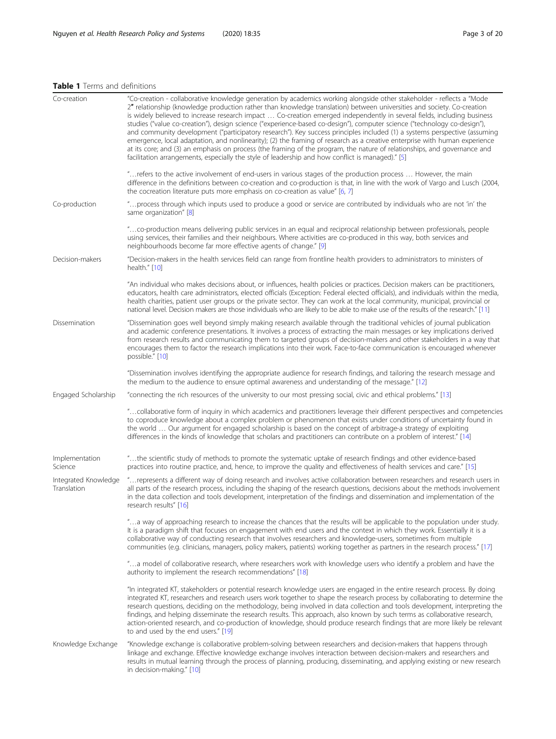**Table 1** Terms and definitions

| | |
|---|---|
| Co-creation | "Co-creation - collaborative knowledge generation by academics working alongside other stakeholder - reflects a "Mode 2" relationship (knowledge production rather than knowledge translation) between universities and society. Co-creation is widely believed to increase research impact … Co-creation emerged independently in several fields, including business studies ("value co-creation"), design science ("experience-based co-design"), computer science ("technology co-design"), and community development ("participatory research"). Key success principles included (1) a systems perspective (assuming emergence, local adaptation, and nonlinearity); (2) the framing of research as a creative enterprise with human experience at its core; and (3) an emphasis on process (the framing of the program, the nature of relationships, and governance and facilitation arrangements, especially the style of leadership and how conflict is managed)." [5] |
| | "…refers to the active involvement of end-users in various stages of the production process … However, the main difference in the definitions between co-creation and co-production is that, in line with the work of Vargo and Lusch (2004, the cocreation literature puts more emphasis on co-creation as value" [6, 7] |
| Co-production | "…process through which inputs used to produce a good or service are contributed by individuals who are not 'in' the same organization" [8] |
| | "…co-production means delivering public services in an equal and reciprocal relationship between professionals, people using services, their families and their neighbours. Where activities are co-produced in this way, both services and neighbourhoods become far more effective agents of change." [9] |
| Decision-makers | "Decision-makers in the health services field can range from frontline health providers to administrators to ministers of health." [10] |
| | "An individual who makes decisions about, or influences, health policies or practices. Decision makers can be practitioners, educators, health care administrators, elected officials (Exception: Federal elected officials), and individuals within the media, health charities, patient user groups or the private sector. They can work at the local community, municipal, provincial or national level. Decision makers are those individuals who are likely to be able to make use of the results of the research." [11] |
| Dissemination | "Dissemination goes well beyond simply making research available through the traditional vehicles of journal publication and academic conference presentations. It involves a process of extracting the main messages or key implications derived from research results and communicating them to targeted groups of decision-makers and other stakeholders in a way that encourages them to factor the research implications into their work. Face-to-face communication is encouraged whenever possible." [10] |
| | "Dissemination involves identifying the appropriate audience for research findings, and tailoring the research message and the medium to the audience to ensure optimal awareness and understanding of the message." [12] |
| Engaged Scholarship | "connecting the rich resources of the university to our most pressing social, civic and ethical problems." [13] |
| | "…collaborative form of inquiry in which academics and practitioners leverage their different perspectives and competencies to coproduce knowledge about a complex problem or phenomenon that exists under conditions of uncertainty found in the world … Our argument for engaged scholarship is based on the concept of arbitrage-a strategy of exploiting differences in the kinds of knowledge that scholars and practitioners can contribute on a problem of interest." [14] |
| Implementation Science | "…the scientific study of methods to promote the systematic uptake of research findings and other evidence-based practices into routine practice, and, hence, to improve the quality and effectiveness of health services and care." [15] |
| Integrated Knowledge Translation | "…represents a different way of doing research and involves active collaboration between researchers and research users in all parts of the research process, including the shaping of the research questions, decisions about the methods involvement in the data collection and tools development, interpretation of the findings and dissemination and implementation of the research results" [16] |
| | "…a way of approaching research to increase the chances that the results will be applicable to the population under study. It is a paradigm shift that focuses on engagement with end users and the context in which they work. Essentially it is a collaborative way of conducting research that involves researchers and knowledge-users, sometimes from multiple communities (e.g. clinicians, managers, policy makers, patients) working together as partners in the research process." [17] |
| | "…a model of collaborative research, where researchers work with knowledge users who identify a problem and have the authority to implement the research recommendations" [18] |
| | "In integrated KT, stakeholders or potential research knowledge users are engaged in the entire research process. By doing integrated KT, researchers and research users work together to shape the research process by collaborating to determine the research questions, deciding on the methodology, being involved in data collection and tools development, interpreting the findings, and helping disseminate the research results. This approach, also known by such terms as collaborative research, action-oriented research, and co-production of knowledge, should produce research findings that are more likely be relevant to and used by the end users." [19] |
| Knowledge Exchange | "Knowledge exchange is collaborative problem-solving between researchers and decision-makers that happens through linkage and exchange. Effective knowledge exchange involves interaction between decision-makers and researchers and results in mutual learning through the process of planning, producing, disseminating, and applying existing or new research in decision-making." [10] |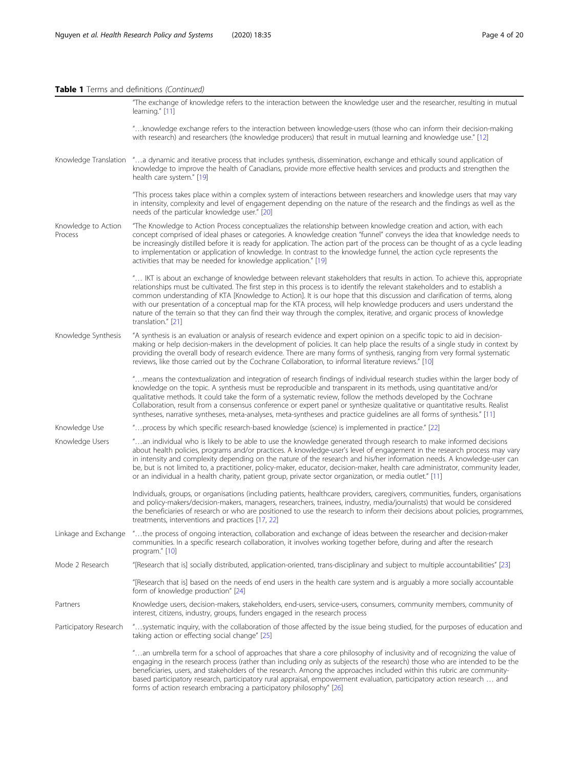**Table 1** Terms and definitions *(Continued)*

| | |
|---|---|
| | "The exchange of knowledge refers to the interaction between the knowledge user and the researcher, resulting in mutual learning." [11] |
| | "…knowledge exchange refers to the interaction between knowledge-users (those who can inform their decision-making with research) and researchers (the knowledge producers) that result in mutual learning and knowledge use." [12] |
| Knowledge Translation | "…a dynamic and iterative process that includes synthesis, dissemination, exchange and ethically sound application of knowledge to improve the health of Canadians, provide more effective health services and products and strengthen the health care system." [19] |
| | "This process takes place within a complex system of interactions between researchers and knowledge users that may vary in intensity, complexity and level of engagement depending on the nature of the research and the findings as well as the needs of the particular knowledge user." [20] |
| Knowledge to Action Process | "The Knowledge to Action Process conceptualizes the relationship between knowledge creation and action, with each concept comprised of ideal phases or categories. A knowledge creation "funnel" conveys the idea that knowledge needs to be increasingly distilled before it is ready for application. The action part of the process can be thought of as a cycle leading to implementation or application of knowledge. In contrast to the knowledge funnel, the action cycle represents the activities that may be needed for knowledge application." [19] |
| | "… IKT is about an exchange of knowledge between relevant stakeholders that results in action. To achieve this, appropriate relationships must be cultivated. The first step in this process is to identify the relevant stakeholders and to establish a common understanding of KTA [Knowledge to Action]. It is our hope that this discussion and clarification of terms, along with our presentation of a conceptual map for the KTA process, will help knowledge producers and users understand the nature of the terrain so that they can find their way through the complex, iterative, and organic process of knowledge translation." [21] |
| Knowledge Synthesis | "A synthesis is an evaluation or analysis of research evidence and expert opinion on a specific topic to aid in decision-making or help decision-makers in the development of policies. It can help place the results of a single study in context by providing the overall body of research evidence. There are many forms of synthesis, ranging from very formal systematic reviews, like those carried out by the Cochrane Collaboration, to informal literature reviews." [10] |
| | "…means the contextualization and integration of research findings of individual research studies within the larger body of knowledge on the topic. A synthesis must be reproducible and transparent in its methods, using quantitative and/or qualitative methods. It could take the form of a systematic review, follow the methods developed by the Cochrane Collaboration, result from a consensus conference or expert panel or synthesize qualitative or quantitative results. Realist syntheses, narrative syntheses, meta-analyses, meta-syntheses and practice guidelines are all forms of synthesis." [11] |
| Knowledge Use | "…process by which specific research-based knowledge (science) is implemented in practice." [22] |
| Knowledge Users | "…an individual who is likely to be able to use the knowledge generated through research to make informed decisions about health policies, programs and/or practices. A knowledge-user's level of engagement in the research process may vary in intensity and complexity depending on the nature of the research and his/her information needs. A knowledge-user can be, but is not limited to, a practitioner, policy-maker, educator, decision-maker, health care administrator, community leader, or an individual in a health charity, patient group, private sector organization, or media outlet." [11] |
| | Individuals, groups, or organisations (including patients, healthcare providers, caregivers, communities, funders, organisations and policy-makers/decision-makers, managers, researchers, trainees, industry, media/journalists) that would be considered the beneficiaries of research or who are positioned to use the research to inform their decisions about policies, programmes, treatments, interventions and practices [17, 22] |
| Linkage and Exchange | "…the process of ongoing interaction, collaboration and exchange of ideas between the researcher and decision-maker communities. In a specific research collaboration, it involves working together before, during and after the research program." [10] |
| Mode 2 Research | "[Research that is] socially distributed, application-oriented, trans-disciplinary and subject to multiple accountabilities" [23] |
| | "[Research that is] based on the needs of end users in the health care system and is arguably a more socially accountable form of knowledge production" [24] |
| Partners | Knowledge users, decision-makers, stakeholders, end-users, service-users, consumers, community members, community of interest, citizens, industry, groups, funders engaged in the research process |
| Participatory Research | "…systematic inquiry, with the collaboration of those affected by the issue being studied, for the purposes of education and taking action or effecting social change" [25] |
| | "…an umbrella term for a school of approaches that share a core philosophy of inclusivity and of recognizing the value of engaging in the research process (rather than including only as subjects of the research) those who are intended to be the beneficiaries, users, and stakeholders of the research. Among the approaches included within this rubric are community-based participatory research, participatory rural appraisal, empowerment evaluation, participatory action research … and forms of action research embracing a participatory philosophy" [26] |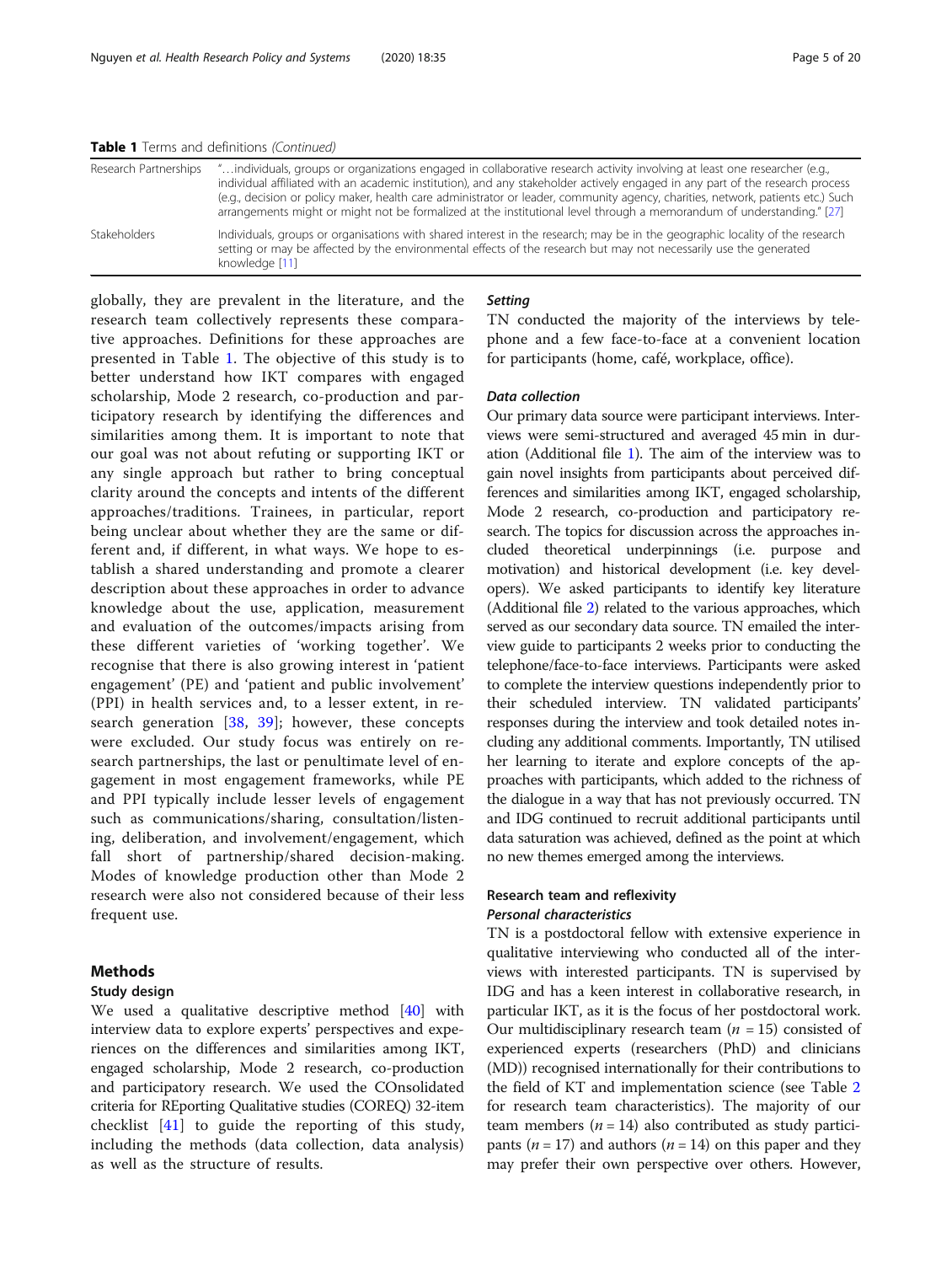**Table 1** Terms and definitions *(Continued)*

| | |
|---|---|
| Research Partnerships | "…individuals, groups or organizations engaged in collaborative research activity involving at least one researcher (e.g., individual affiliated with an academic institution), and any stakeholder actively engaged in any part of the research process (e.g., decision or policy maker, health care administrator or leader, community agency, charities, network, patients etc.) Such arrangements might or might not be formalized at the institutional level through a memorandum of understanding." [27] |
| Stakeholders | Individuals, groups or organisations with shared interest in the research; may be in the geographic locality of the research setting or may be affected by the environmental effects of the research but may not necessarily use the generated knowledge [11] |

globally, they are prevalent in the literature, and the research team collectively represents these comparative approaches. Definitions for these approaches are presented in Table 1. The objective of this study is to better understand how IKT compares with engaged scholarship, Mode 2 research, co-production and participatory research by identifying the differences and similarities among them. It is important to note that our goal was not about refuting or supporting IKT or any single approach but rather to bring conceptual clarity around the concepts and intents of the different approaches/traditions. Trainees, in particular, report being unclear about whether they are the same or different and, if different, in what ways. We hope to establish a shared understanding and promote a clearer description about these approaches in order to advance knowledge about the use, application, measurement and evaluation of the outcomes/impacts arising from these different varieties of 'working together'. We recognise that there is also growing interest in 'patient engagement' (PE) and 'patient and public involvement' (PPI) in health services and, to a lesser extent, in research generation [38, 39]; however, these concepts were excluded. Our study focus was entirely on research partnerships, the last or penultimate level of engagement in most engagement frameworks, while PE and PPI typically include lesser levels of engagement such as communications/sharing, consultation/listening, deliberation, and involvement/engagement, which fall short of partnership/shared decision-making. Modes of knowledge production other than Mode 2 research were also not considered because of their less frequent use.

## Methods

### Study design

We used a qualitative descriptive method [40] with interview data to explore experts' perspectives and experiences on the differences and similarities among IKT, engaged scholarship, Mode 2 research, co-production and participatory research. We used the COnsolidated criteria for REporting Qualitative studies (COREQ) 32-item checklist [41] to guide the reporting of this study, including the methods (data collection, data analysis) as well as the structure of results.

#### *Setting*

TN conducted the majority of the interviews by telephone and a few face-to-face at a convenient location for participants (home, café, workplace, office).

#### *Data collection*

Our primary data source were participant interviews. Interviews were semi-structured and averaged 45 min in duration (Additional file 1). The aim of the interview was to gain novel insights from participants about perceived differences and similarities among IKT, engaged scholarship, Mode 2 research, co-production and participatory research. The topics for discussion across the approaches included theoretical underpinnings (i.e. purpose and motivation) and historical development (i.e. key developers). We asked participants to identify key literature (Additional file 2) related to the various approaches, which served as our secondary data source. TN emailed the interview guide to participants 2 weeks prior to conducting the telephone/face-to-face interviews. Participants were asked to complete the interview questions independently prior to their scheduled interview. TN validated participants' responses during the interview and took detailed notes including any additional comments. Importantly, TN utilised her learning to iterate and explore concepts of the approaches with participants, which added to the richness of the dialogue in a way that has not previously occurred. TN and IDG continued to recruit additional participants until data saturation was achieved, defined as the point at which no new themes emerged among the interviews.

### Research team and reflexivity

#### *Personal characteristics*

TN is a postdoctoral fellow with extensive experience in qualitative interviewing who conducted all of the interviews with interested participants. TN is supervised by IDG and has a keen interest in collaborative research, in particular IKT, as it is the focus of her postdoctoral work. Our multidisciplinary research team ($n$ = 15) consisted of experienced experts (researchers (PhD) and clinicians (MD)) recognised internationally for their contributions to the field of KT and implementation science (see Table 2 for research team characteristics). The majority of our team members ($n$ = 14) also contributed as study participants ($n$ = 17) and authors ($n$ = 14) on this paper and they may prefer their own perspective over others. However,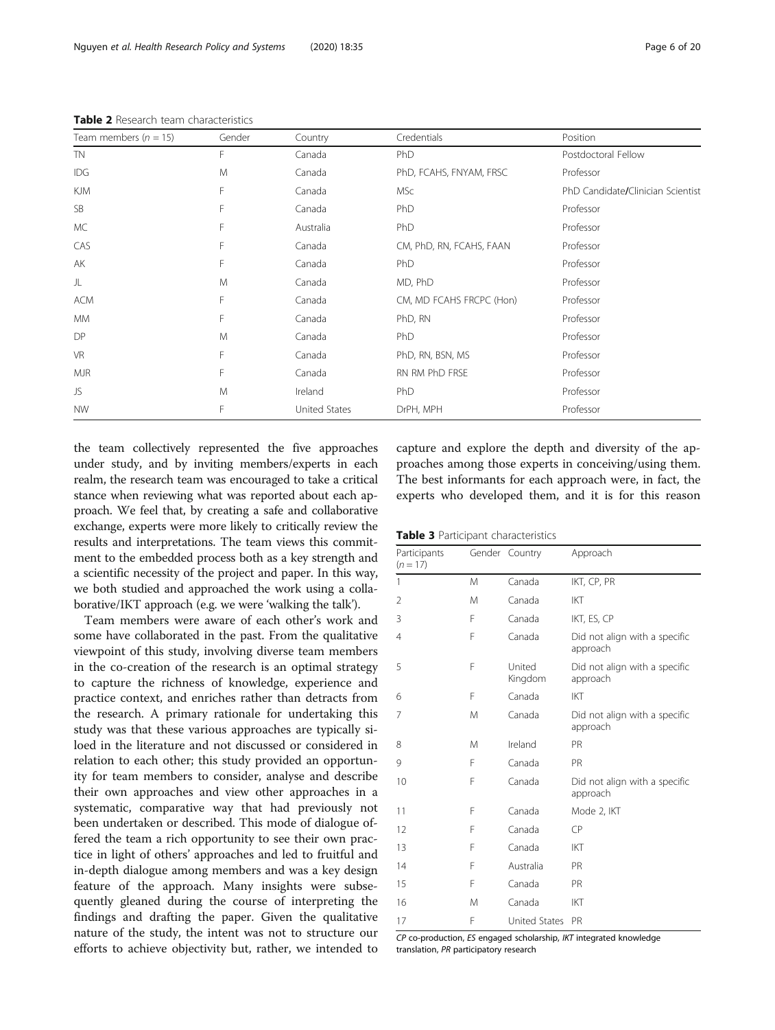**Table 2** Research team characteristics

| Team members ($n = 15$) | Gender | Country | Credentials | Position |
|---|---|---|---|---|
| TN | F | Canada | PhD | Postdoctoral Fellow |
| IDG | M | Canada | PhD, FCAHS, FNYAM, FRSC | Professor |
| KJM | F | Canada | MSc | PhD Candidate/Clinician Scientist |
| SB | F | Canada | PhD | Professor |
| MC | F | Australia | PhD | Professor |
| CAS | F | Canada | CM, PhD, RN, FCAHS, FAAN | Professor |
| AK | F | Canada | PhD | Professor |
| JL | M | Canada | MD, PhD | Professor |
| ACM | F | Canada | CM, MD FCAHS FRCPC (Hon) | Professor |
| MM | F | Canada | PhD, RN | Professor |
| DP | M | Canada | PhD | Professor |
| VR | F | Canada | PhD, RN, BSN, MS | Professor |
| MJR | F | Canada | RN RM PhD FRSE | Professor |
| JS | M | Ireland | PhD | Professor |
| NW | F | United States | DrPH, MPH | Professor |

the team collectively represented the five approaches under study, and by inviting members/experts in each realm, the research team was encouraged to take a critical stance when reviewing what was reported about each approach. We feel that, by creating a safe and collaborative exchange, experts were more likely to critically review the results and interpretations. The team views this commitment to the embedded process both as a key strength and a scientific necessity of the project and paper. In this way, we both studied and approached the work using a collaborative/IKT approach (e.g. we were 'walking the talk').

Team members were aware of each other's work and some have collaborated in the past. From the qualitative viewpoint of this study, involving diverse team members in the co-creation of the research is an optimal strategy to capture the richness of knowledge, experience and practice context, and enriches rather than detracts from the research. A primary rationale for undertaking this study was that these various approaches are typically siloed in the literature and not discussed or considered in relation to each other; this study provided an opportunity for team members to consider, analyse and describe their own approaches and view other approaches in a systematic, comparative way that had previously not been undertaken or described. This mode of dialogue offered the team a rich opportunity to see their own practice in light of others' approaches and led to fruitful and in-depth dialogue among members and was a key design feature of the approach. Many insights were subsequently gleaned during the course of interpreting the findings and drafting the paper. Given the qualitative nature of the study, the intent was not to structure our efforts to achieve objectivity but, rather, we intended to capture and explore the depth and diversity of the approaches among those experts in conceiving/using them. The best informants for each approach were, in fact, the experts who developed them, and it is for this reason

**Table 3** Participant characteristics

| Participants ($n = 17$) | Gender | Country | Approach |
|---|---|---|---|
| 1 | M | Canada | IKT, CP, PR |
| 2 | M | Canada | IKT |
| 3 | F | Canada | IKT, ES, CP |
| 4 | F | Canada | Did not align with a specific approach |
| 5 | F | United Kingdom | Did not align with a specific approach |
| 6 | F | Canada | IKT |
| 7 | M | Canada | Did not align with a specific approach |
| 8 | M | Ireland | PR |
| 9 | F | Canada | PR |
| 10 | F | Canada | Did not align with a specific approach |
| 11 | F | Canada | Mode 2, IKT |
| 12 | F | Canada | CP |
| 13 | F | Canada | IKT |
| 14 | F | Australia | PR |
| 15 | F | Canada | PR |
| 16 | M | Canada | IKT |
| 17 | F | United States | PR |

*CP* co-production, *ES* engaged scholarship, *IKT* integrated knowledge translation, *PR* participatory research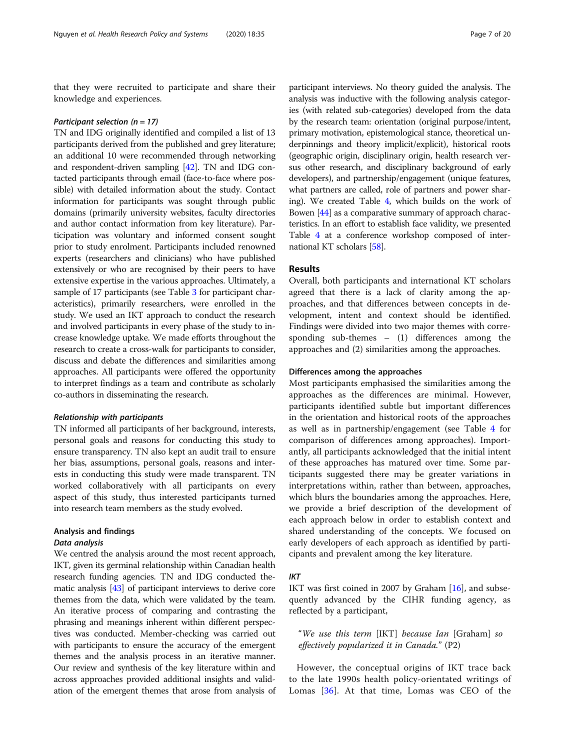that they were recruited to participate and share their knowledge and experiences.

#### *Participant selection (n = 17)*

TN and IDG originally identified and compiled a list of 13 participants derived from the published and grey literature; an additional 10 were recommended through networking and respondent-driven sampling [42]. TN and IDG contacted participants through email (face-to-face where possible) with detailed information about the study. Contact information for participants was sought through public domains (primarily university websites, faculty directories and author contact information from key literature). Participation was voluntary and informed consent sought prior to study enrolment. Participants included renowned experts (researchers and clinicians) who have published extensively or who are recognised by their peers to have extensive expertise in the various approaches. Ultimately, a sample of 17 participants (see Table 3 for participant characteristics), primarily researchers, were enrolled in the study. We used an IKT approach to conduct the research and involved participants in every phase of the study to increase knowledge uptake. We made efforts throughout the research to create a cross-walk for participants to consider, discuss and debate the differences and similarities among approaches. All participants were offered the opportunity to interpret findings as a team and contribute as scholarly co-authors in disseminating the research.

#### *Relationship with participants*

TN informed all participants of her background, interests, personal goals and reasons for conducting this study to ensure transparency. TN also kept an audit trail to ensure her bias, assumptions, personal goals, reasons and interests in conducting this study were made transparent. TN worked collaboratively with all participants on every aspect of this study, thus interested participants turned into research team members as the study evolved.

### Analysis and findings

#### *Data analysis*

We centred the analysis around the most recent approach, IKT, given its germinal relationship within Canadian health research funding agencies. TN and IDG conducted thematic analysis [43] of participant interviews to derive core themes from the data, which were validated by the team. An iterative process of comparing and contrasting the phrasing and meanings inherent within different perspectives was conducted. Member-checking was carried out with participants to ensure the accuracy of the emergent themes and the analysis process in an iterative manner. Our review and synthesis of the key literature within and across approaches provided additional insights and validation of the emergent themes that arose from analysis of participant interviews. No theory guided the analysis. The analysis was inductive with the following analysis categories (with related sub-categories) developed from the data by the research team: orientation (original purpose/intent, primary motivation, epistemological stance, theoretical underpinnings and theory implicit/explicit), historical roots (geographic origin, disciplinary origin, health research versus other research, and disciplinary background of early developers), and partnership/engagement (unique features, what partners are called, role of partners and power sharing). We created Table 4, which builds on the work of Bowen [44] as a comparative summary of approach characteristics. In an effort to establish face validity, we presented Table 4 at a conference workshop composed of international KT scholars [58].

## Results

Overall, both participants and international KT scholars agreed that there is a lack of clarity among the approaches, and that differences between concepts in development, intent and context should be identified. Findings were divided into two major themes with corresponding sub-themes – (1) differences among the approaches and (2) similarities among the approaches.

### Differences among the approaches

Most participants emphasised the similarities among the approaches as the differences are minimal. However, participants identified subtle but important differences in the orientation and historical roots of the approaches as well as in partnership/engagement (see Table 4 for comparison of differences among approaches). Importantly, all participants acknowledged that the initial intent of these approaches has matured over time. Some participants suggested there may be greater variations in interpretations within, rather than between, approaches, which blurs the boundaries among the approaches. Here, we provide a brief description of the development of each approach below in order to establish context and shared understanding of the concepts. We focused on early developers of each approach as identified by participants and prevalent among the key literature.

#### *IKT*

IKT was first coined in 2007 by Graham [16], and subsequently advanced by the CIHR funding agency, as reflected by a participant,

> "*We use this term* [IKT] *because Ian* [Graham] *so effectively popularized it in Canada.*" (P2)

However, the conceptual origins of IKT trace back to the late 1990s health policy-orientated writings of Lomas [36]. At that time, Lomas was CEO of the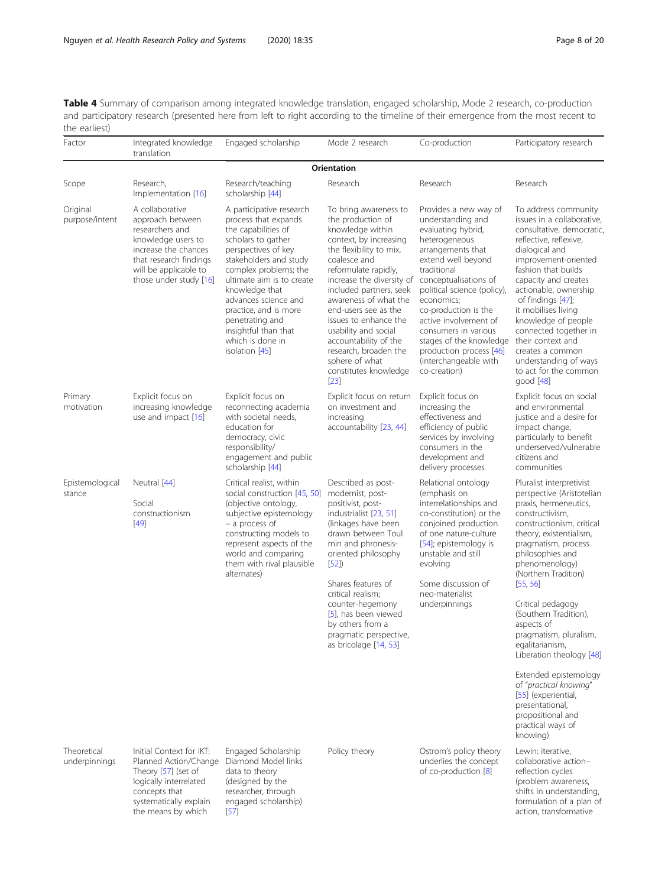**Table 4** Summary of comparison among integrated knowledge translation, engaged scholarship, Mode 2 research, co-production and participatory research (presented here from left to right according to the timeline of their emergence from the most recent to the earliest)

| Factor | Integrated knowledge translation | Engaged scholarship | Mode 2 research | Co-production | Participatory research |
|---|---|---|---|---|---|
| | | **Orientation** | | | |
| Scope | Research, Implementation [16] | Research/teaching scholarship [44] | Research | Research | Research |
| Original purpose/intent | A collaborative approach between researchers and knowledge users to increase the chances that research findings will be applicable to those under study [16] | A participative research process that expands the capabilities of scholars to gather perspectives of key stakeholders and study complex problems; the ultimate aim is to create knowledge that advances science and practice, and is more penetrating and insightful than that which is done in isolation [45] | To bring awareness to the production of knowledge within context, by increasing the flexibility to mix, coalesce and reformulate rapidly, increase the diversity of included partners, seek awareness of what the end-users see as the issues to enhance the usability and social accountability of the research, broaden the sphere of what constitutes knowledge [23] | Provides a new way of understanding and evaluating hybrid, heterogeneous arrangements that extend well beyond traditional conceptualisations of political science (policy), economics; co-production is the active involvement of consumers in various stages of the knowledge production process [46] (interchangeable with co-creation) | To address community issues in a collaborative, consultative, democratic, reflective, reflexive, dialogical and improvement-oriented fashion that builds capacity and creates actionable, ownership of findings [47]; it mobilises living knowledge of people connected together in their context and creates a common understanding of ways to act for the common good [48] |
| Primary motivation | Explicit focus on increasing knowledge use and impact [16] | Explicit focus on reconnecting academia with societal needs, education for democracy, civic responsibility/engagement and public scholarship [44] | Explicit focus on return on investment and increasing accountability [23, 44] | Explicit focus on increasing the effectiveness and efficiency of public services by involving consumers in the development and delivery processes | Explicit focus on social and environmental justice and a desire for impact change, particularly to benefit underserved/vulnerable citizens and communities |
| Epistemological stance | Neutral [44]<br><br>Social constructionism [49] | Critical realist, within social construction [45, 50] (objective ontology, subjective epistemology – a process of constructing models to represent aspects of the world and comparing them with rival plausible alternates) | Described as post-modernist, post-positivist, post-industrialist [23, 51] (linkages have been drawn between Toul min and phronesis-oriented philosophy [52])<br><br>Shares features of critical realism; counter-hegemony [5], has been viewed by others from a pragmatic perspective, as bricolage [14, 53] | Relational ontology (emphasis on interrelationships and co-constitution) or the conjoined production of one nature-culture [54]; epistemology is unstable and still evolving<br><br>Some discussion of neo-materialist underpinnings | Pluralist interpretivist perspective (Aristotelian praxis, hermeneutics, constructivism, constructionism, critical theory, existentialism, pragmatism, process philosophies and phenomenology) (Northern Tradition) [55, 56]<br><br>Critical pedagogy (Southern Tradition), aspects of pragmatism, pluralism, egalitarianism, Liberation theology [48]<br><br>Extended epistemology of "*practical knowing*" [55] (experiential, presentational, propositional and practical ways of knowing) |
| Theoretical underpinnings | Initial Context for IKT: Planned Action/Change Theory [57] (set of logically interrelated concepts that systematically explain the means by which | Engaged Scholarship Diamond Model links data to theory (designed by the researcher, through engaged scholarship) [57] | Policy theory | Ostrom's policy theory underlies the concept of co-production [8] | Lewin: iterative, collaborative action–reflection cycles (problem awareness, shifts in understanding, formulation of a plan of action, transformative |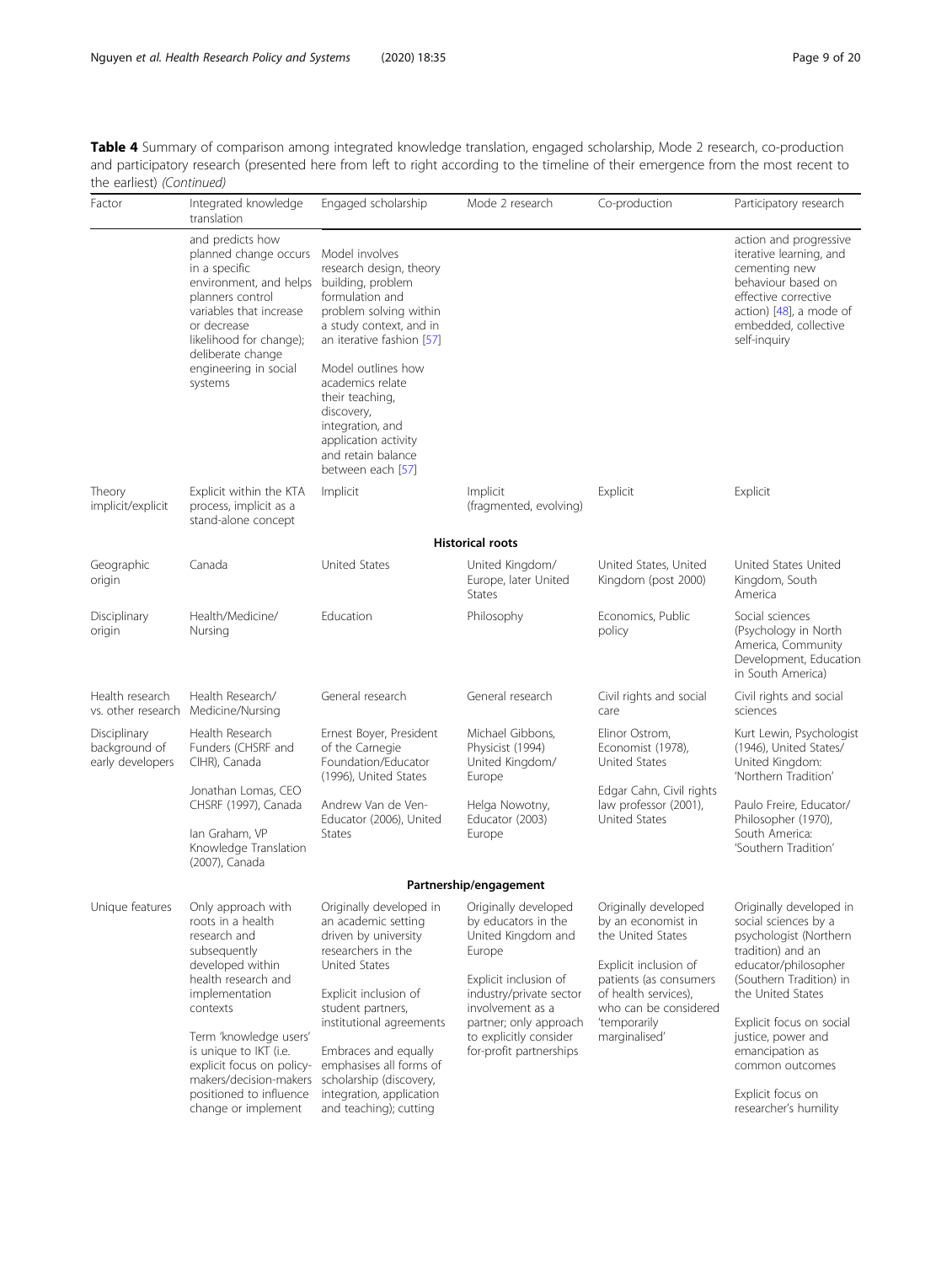**Table 4** Summary of comparison among integrated knowledge translation, engaged scholarship, Mode 2 research, co-production and participatory research (presented here from left to right according to the timeline of their emergence from the most recent to the earliest) *(Continued)*

| Factor | Integrated knowledge translation | Engaged scholarship | Mode 2 research | Co-production | Participatory research |
|---|---|---|---|---|---|
| | and predicts how planned change occurs in a specific environment, and helps planners control variables that increase or decrease likelihood for change); deliberate change engineering in social systems | Model involves research design, theory building, problem formulation and problem solving within a study context, and in an iterative fashion [57]<br><br>Model outlines how academics relate their teaching, discovery, integration, and application activity and retain balance between each [57] | | | action and progressive iterative learning, and cementing new behaviour based on effective corrective action) [48], a mode of embedded, collective self-inquiry |
| Theory implicit/explicit | Explicit within the KTA process, implicit as a stand-alone concept | Implicit | Implicit (fragmented, evolving) | Explicit | Explicit |
| | | | **Historical roots** | | |
| Geographic origin | Canada | United States | United Kingdom/ Europe, later United States | United States, United Kingdom (post 2000) | United States United Kingdom, South America |
| Disciplinary origin | Health/Medicine/ Nursing | Education | Philosophy | Economics, Public policy | Social sciences (Psychology in North America, Community Development, Education in South America) |
| Health research vs. other research | Health Research/ Medicine/Nursing | General research | General research | Civil rights and social care | Civil rights and social sciences |
| Disciplinary background of early developers | Health Research Funders (CHSRF and CIHR), Canada<br><br>Jonathan Lomas, CEO CHSRF (1997), Canada<br><br>Ian Graham, VP Knowledge Translation (2007), Canada | Ernest Boyer, President of the Carnegie Foundation/Educator (1996), United States<br><br>Andrew Van de Ven- Educator (2006), United States | Michael Gibbons, Physicist (1994) United Kingdom/ Europe<br><br>Helga Nowotny, Educator (2003) Europe | Elinor Ostrom, Economist (1978), United States<br><br>Edgar Cahn, Civil rights law professor (2001), United States | Kurt Lewin, Psychologist (1946), United States/ United Kingdom: 'Northern Tradition'<br><br>Paulo Freire, Educator/ Philosopher (1970), South America: 'Southern Tradition' |
| | | | **Partnership/engagement** | | |
| Unique features | Only approach with roots in a health research and subsequently developed within health research and implementation contexts<br><br>Term 'knowledge users' is unique to IKT (i.e. explicit focus on policy-makers/decision-makers positioned to influence change or implement | Originally developed in an academic setting driven by university researchers in the United States<br><br>Explicit inclusion of student partners, institutional agreements<br><br>Embraces and equally emphasises all forms of scholarship (discovery, integration, application and teaching); cutting | Originally developed by educators in the United Kingdom and Europe<br><br>Explicit inclusion of industry/private sector involvement as a partner; only approach to explicitly consider for-profit partnerships | Originally developed by an economist in the United States<br><br>Explicit inclusion of patients (as consumers of health services), who can be considered 'temporarily marginalised' | Originally developed in social sciences by a psychologist (Northern tradition) and an educator/philosopher (Southern Tradition) in the United States<br><br>Explicit focus on social justice, power and emancipation as common outcomes<br><br>Explicit focus on researcher's humility |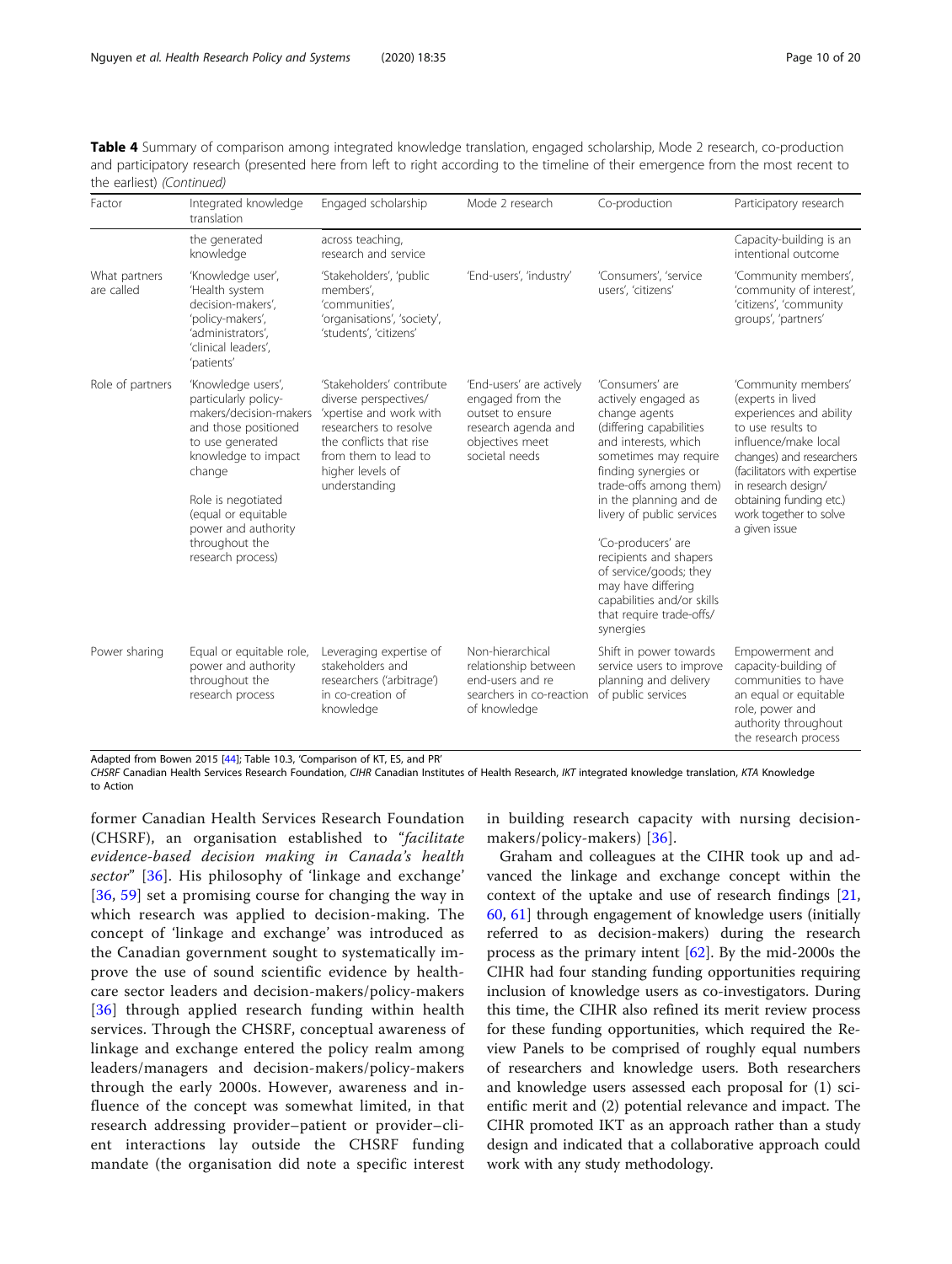**Table 4** Summary of comparison among integrated knowledge translation, engaged scholarship, Mode 2 research, co-production and participatory research (presented here from left to right according to the timeline of their emergence from the most recent to the earliest) *(Continued)*

| Factor | Integrated knowledge translation | Engaged scholarship | Mode 2 research | Co-production | Participatory research |
|---|---|---|---|---|---|
| | the generated knowledge | across teaching, research and service | | | Capacity-building is an intentional outcome |
| What partners are called | 'Knowledge user', 'Health system decision-makers', 'policy-makers', 'administrators', 'clinical leaders', 'patients' | 'Stakeholders', 'public members', 'communities', 'organisations', 'society', 'students', 'citizens' | 'End-users', 'industry' | 'Consumers', 'service users', 'citizens' | 'Community members', 'community of interest', 'citizens', 'community groups', 'partners' |
| Role of partners | 'Knowledge users', particularly policy-makers/decision-makers and those positioned to use generated knowledge to impact change<br><br>Role is negotiated (equal or equitable power and authority throughout the research process) | 'Stakeholders' contribute diverse perspectives/ 'xpertise and work with researchers to resolve the conflicts that rise from them to lead to higher levels of understanding | 'End-users' are actively engaged from the outset to ensure research agenda and objectives meet societal needs | 'Consumers' are actively engaged as change agents (differing capabilities and interests, which sometimes may require finding synergies or trade-offs among them) in the planning and de livery of public services<br><br>'Co-producers' are recipients and shapers of service/goods; they may have differing capabilities and/or skills that require trade-offs/ synergies | 'Community members' (experts in lived experiences and ability to use results to influence/make local changes) and researchers (facilitators with expertise in research design/ obtaining funding etc.) work together to solve a given issue |
| Power sharing | Equal or equitable role, power and authority throughout the research process | Leveraging expertise of stakeholders and researchers ('arbitrage') in co-creation of knowledge | Non-hierarchical relationship between end-users and re searchers in co-reaction of knowledge | Shift in power towards service users to improve planning and delivery of public services | Empowerment and capacity-building of communities to have an equal or equitable role, power and authority throughout the research process |

Adapted from Bowen 2015 [44]; Table 10.3, 'Comparison of KT, ES, and PR'

*CHSRF* Canadian Health Services Research Foundation, *CIHR* Canadian Institutes of Health Research, *IKT* integrated knowledge translation, *KTA* Knowledge to Action

former Canadian Health Services Research Foundation (CHSRF), an organisation established to "*facilitate evidence-based decision making in Canada's health sector*" [36]. His philosophy of 'linkage and exchange' [36, 59] set a promising course for changing the way in which research was applied to decision-making. The concept of 'linkage and exchange' was introduced as the Canadian government sought to systematically improve the use of sound scientific evidence by healthcare sector leaders and decision-makers/policy-makers [36] through applied research funding within health services. Through the CHSRF, conceptual awareness of linkage and exchange entered the policy realm among leaders/managers and decision-makers/policy-makers through the early 2000s. However, awareness and influence of the concept was somewhat limited, in that research addressing provider–patient or provider–client interactions lay outside the CHSRF funding mandate (the organisation did note a specific interest in building research capacity with nursing decision-makers/policy-makers) [36].

Graham and colleagues at the CIHR took up and advanced the linkage and exchange concept within the context of the uptake and use of research findings [21, 60, 61] through engagement of knowledge users (initially referred to as decision-makers) during the research process as the primary intent [62]. By the mid-2000s the CIHR had four standing funding opportunities requiring inclusion of knowledge users as co-investigators. During this time, the CIHR also refined its merit review process for these funding opportunities, which required the Review Panels to be comprised of roughly equal numbers of researchers and knowledge users. Both researchers and knowledge users assessed each proposal for (1) scientific merit and (2) potential relevance and impact. The CIHR promoted IKT as an approach rather than a study design and indicated that a collaborative approach could work with any study methodology.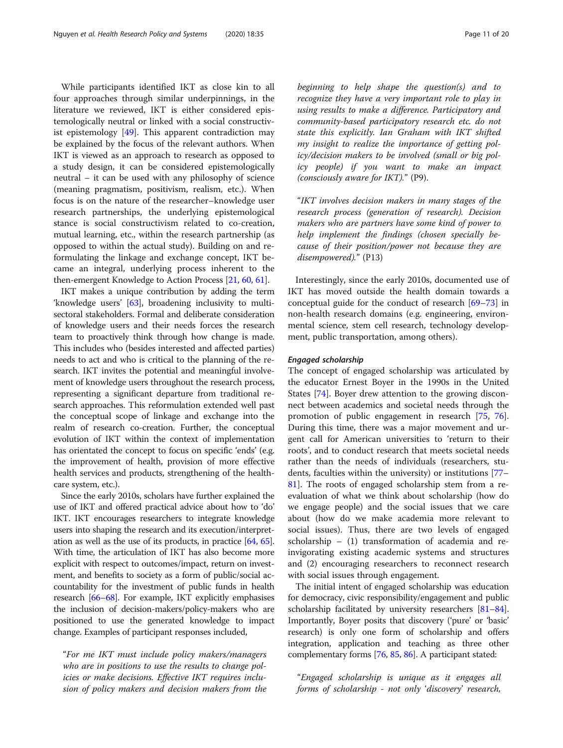While participants identified IKT as close kin to all four approaches through similar underpinnings, in the literature we reviewed, IKT is either considered epistemologically neutral or linked with a social constructivist epistemology [49]. This apparent contradiction may be explained by the focus of the relevant authors. When IKT is viewed as an approach to research as opposed to a study design, it can be considered epistemologically neutral – it can be used with any philosophy of science (meaning pragmatism, positivism, realism, etc.). When focus is on the nature of the researcher–knowledge user research partnerships, the underlying epistemological stance is social constructivism related to co-creation, mutual learning, etc., within the research partnership (as opposed to within the actual study). Building on and reformulating the linkage and exchange concept, IKT became an integral, underlying process inherent to the then-emergent Knowledge to Action Process [21, 60, 61].

IKT makes a unique contribution by adding the term 'knowledge users' [63], broadening inclusivity to multisectoral stakeholders. Formal and deliberate consideration of knowledge users and their needs forces the research team to proactively think through how change is made. This includes who (besides interested and affected parties) needs to act and who is critical to the planning of the research. IKT invites the potential and meaningful involvement of knowledge users throughout the research process, representing a significant departure from traditional research approaches. This reformulation extended well past the conceptual scope of linkage and exchange into the realm of research co-creation. Further, the conceptual evolution of IKT within the context of implementation has orientated the concept to focus on specific 'ends' (e.g. the improvement of health, provision of more effective health services and products, strengthening of the healthcare system, etc.).

Since the early 2010s, scholars have further explained the use of IKT and offered practical advice about how to 'do' IKT. IKT encourages researchers to integrate knowledge users into shaping the research and its execution/interpretation as well as the use of its products, in practice [64, 65]. With time, the articulation of IKT has also become more explicit with respect to outcomes/impact, return on investment, and benefits to society as a form of public/social accountability for the investment of public funds in health research [66–68]. For example, IKT explicitly emphasises the inclusion of decision-makers/policy-makers who are positioned to use the generated knowledge to impact change. Examples of participant responses included,

> "*For me IKT must include policy makers/managers who are in positions to use the results to change policies or make decisions. Effective IKT requires inclusion of policy makers and decision makers from the beginning to help shape the question(s) and to recognize they have a very important role to play in using results to make a difference. Participatory and community-based participatory research etc. do not state this explicitly. Ian Graham with IKT shifted my insight to realize the importance of getting policy/decision makers to be involved (small or big policy people) if you want to make an impact (consciously aware for IKT).*" (P9).

> "*IKT involves decision makers in many stages of the research process (generation of research). Decision makers who are partners have some kind of power to help implement the findings (chosen specially because of their position/power not because they are disempowered).*" (P13)

Interestingly, since the early 2010s, documented use of IKT has moved outside the health domain towards a conceptual guide for the conduct of research [69–73] in non-health research domains (e.g. engineering, environmental science, stem cell research, technology development, public transportation, among others).

#### *Engaged scholarship*

The concept of engaged scholarship was articulated by the educator Ernest Boyer in the 1990s in the United States [74]. Boyer drew attention to the growing disconnect between academics and societal needs through the promotion of public engagement in research [75, 76]. During this time, there was a major movement and urgent call for American universities to 'return to their roots', and to conduct research that meets societal needs rather than the needs of individuals (researchers, students, faculties within the university) or institutions [77–81]. The roots of engaged scholarship stem from a reevaluation of what we think about scholarship (how do we engage people) and the social issues that we care about (how do we make academia more relevant to social issues). Thus, there are two levels of engaged scholarship – (1) transformation of academia and reinvigorating existing academic systems and structures and (2) encouraging researchers to reconnect research with social issues through engagement.

The initial intent of engaged scholarship was education for democracy, civic responsibility/engagement and public scholarship facilitated by university researchers [81–84]. Importantly, Boyer posits that discovery ('pure' or 'basic' research) is only one form of scholarship and offers integration, application and teaching as three other complementary forms [76, 85, 86]. A participant stated:

> "*Engaged scholarship is unique as it engages all forms of scholarship - not only 'discovery' research,*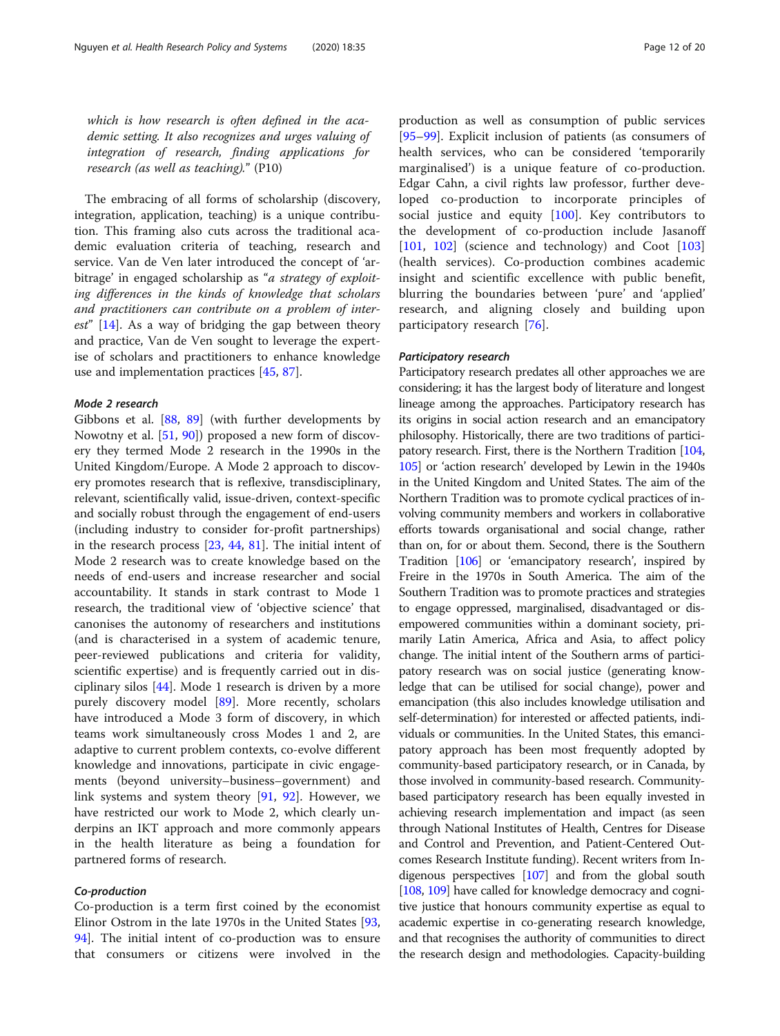*which is how research is often defined in the academic setting. It also recognizes and urges valuing of integration of research, finding applications for research (as well as teaching).*" (P10)

The embracing of all forms of scholarship (discovery, integration, application, teaching) is a unique contribution. This framing also cuts across the traditional academic evaluation criteria of teaching, research and service. Van de Ven later introduced the concept of 'arbitrage' in engaged scholarship as "*a strategy of exploiting differences in the kinds of knowledge that scholars and practitioners can contribute on a problem of interest*" [14]. As a way of bridging the gap between theory and practice, Van de Ven sought to leverage the expertise of scholars and practitioners to enhance knowledge use and implementation practices [45, 87].

#### Mode 2 research

Gibbons et al. [88, 89] (with further developments by Nowotny et al. [51, 90]) proposed a new form of discovery they termed Mode 2 research in the 1990s in the United Kingdom/Europe. A Mode 2 approach to discovery promotes research that is reflexive, transdisciplinary, relevant, scientifically valid, issue-driven, context-specific and socially robust through the engagement of end-users (including industry to consider for-profit partnerships) in the research process [23, 44, 81]. The initial intent of Mode 2 research was to create knowledge based on the needs of end-users and increase researcher and social accountability. It stands in stark contrast to Mode 1 research, the traditional view of 'objective science' that canonises the autonomy of researchers and institutions (and is characterised in a system of academic tenure, peer-reviewed publications and criteria for validity, scientific expertise) and is frequently carried out in disciplinary silos [44]. Mode 1 research is driven by a more purely discovery model [89]. More recently, scholars have introduced a Mode 3 form of discovery, in which teams work simultaneously cross Modes 1 and 2, are adaptive to current problem contexts, co-evolve different knowledge and innovations, participate in civic engagements (beyond university–business–government) and link systems and system theory [91, 92]. However, we have restricted our work to Mode 2, which clearly underpins an IKT approach and more commonly appears in the health literature as being a foundation for partnered forms of research.

#### Co-production

Co-production is a term first coined by the economist Elinor Ostrom in the late 1970s in the United States [93, 94]. The initial intent of co-production was to ensure that consumers or citizens were involved in the production as well as consumption of public services [95–99]. Explicit inclusion of patients (as consumers of health services, who can be considered 'temporarily marginalised') is a unique feature of co-production. Edgar Cahn, a civil rights law professor, further developed co-production to incorporate principles of social justice and equity [100]. Key contributors to the development of co-production include Jasanoff [101, 102] (science and technology) and Coot [103] (health services). Co-production combines academic insight and scientific excellence with public benefit, blurring the boundaries between 'pure' and 'applied' research, and aligning closely and building upon participatory research [76].

#### Participatory research

Participatory research predates all other approaches we are considering; it has the largest body of literature and longest lineage among the approaches. Participatory research has its origins in social action research and an emancipatory philosophy. Historically, there are two traditions of participatory research. First, there is the Northern Tradition [104, 105] or 'action research' developed by Lewin in the 1940s in the United Kingdom and United States. The aim of the Northern Tradition was to promote cyclical practices of involving community members and workers in collaborative efforts towards organisational and social change, rather than on, for or about them. Second, there is the Southern Tradition [106] or 'emancipatory research', inspired by Freire in the 1970s in South America. The aim of the Southern Tradition was to promote practices and strategies to engage oppressed, marginalised, disadvantaged or disempowered communities within a dominant society, primarily Latin America, Africa and Asia, to affect policy change. The initial intent of the Southern arms of participatory research was on social justice (generating knowledge that can be utilised for social change), power and emancipation (this also includes knowledge utilisation and self-determination) for interested or affected patients, individuals or communities. In the United States, this emancipatory approach has been most frequently adopted by community-based participatory research, or in Canada, by those involved in community-based research. Community-based participatory research has been equally invested in achieving research implementation and impact (as seen through National Institutes of Health, Centres for Disease and Control and Prevention, and Patient-Centered Outcomes Research Institute funding). Recent writers from Indigenous perspectives [107] and from the global south [108, 109] have called for knowledge democracy and cognitive justice that honours community expertise as equal to academic expertise in co-generating research knowledge, and that recognises the authority of communities to direct the research design and methodologies. Capacity-building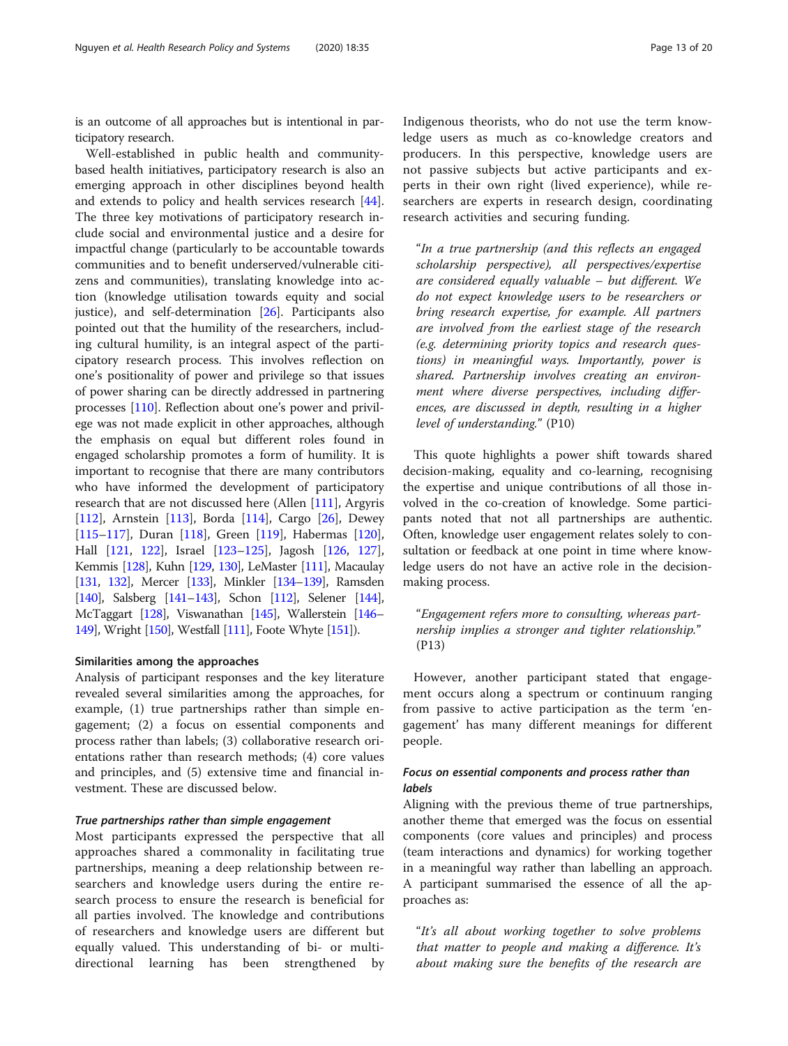is an outcome of all approaches but is intentional in participatory research.

Well-established in public health and community-based health initiatives, participatory research is also an emerging approach in other disciplines beyond health and extends to policy and health services research [44]. The three key motivations of participatory research include social and environmental justice and a desire for impactful change (particularly to be accountable towards communities and to benefit underserved/vulnerable citizens and communities), translating knowledge into action (knowledge utilisation towards equity and social justice), and self-determination [26]. Participants also pointed out that the humility of the researchers, including cultural humility, is an integral aspect of the participatory research process. This involves reflection on one's positionality of power and privilege so that issues of power sharing can be directly addressed in partnering processes [110]. Reflection about one's power and privilege was not made explicit in other approaches, although the emphasis on equal but different roles found in engaged scholarship promotes a form of humility. It is important to recognise that there are many contributors who have informed the development of participatory research that are not discussed here (Allen [111], Argyris [112], Arnstein [113], Borda [114], Cargo [26], Dewey [115–117], Duran [118], Green [119], Habermas [120], Hall [121, 122], Israel [123–125], Jagosh [126, 127], Kemmis [128], Kuhn [129, 130], LeMaster [111], Macaulay [131, 132], Mercer [133], Minkler [134–139], Ramsden [140], Salsberg [141–143], Schon [112], Selener [144], McTaggart [128], Viswanathan [145], Wallerstein [146–149], Wright [150], Westfall [111], Foote Whyte [151]).

#### Similarities among the approaches

Analysis of participant responses and the key literature revealed several similarities among the approaches, for example, (1) true partnerships rather than simple engagement; (2) a focus on essential components and process rather than labels; (3) collaborative research orientations rather than research methods; (4) core values and principles, and (5) extensive time and financial investment. These are discussed below.

##### *True partnerships rather than simple engagement*

Most participants expressed the perspective that all approaches shared a commonality in facilitating true partnerships, meaning a deep relationship between researchers and knowledge users during the entire research process to ensure the research is beneficial for all parties involved. The knowledge and contributions of researchers and knowledge users are different but equally valued. This understanding of bi- or multi-directional learning has been strengthened by Indigenous theorists, who do not use the term knowledge users as much as co-knowledge creators and producers. In this perspective, knowledge users are not passive subjects but active participants and experts in their own right (lived experience), while researchers are experts in research design, coordinating research activities and securing funding.

> *"In a true partnership (and this reflects an engaged scholarship perspective), all perspectives/expertise are considered equally valuable – but different. We do not expect knowledge users to be researchers or bring research expertise, for example. All partners are involved from the earliest stage of the research (e.g. determining priority topics and research questions) in meaningful ways. Importantly, power is shared. Partnership involves creating an environment where diverse perspectives, including differences, are discussed in depth, resulting in a higher level of understanding."* (P10)

This quote highlights a power shift towards shared decision-making, equality and co-learning, recognising the expertise and unique contributions of all those involved in the co-creation of knowledge. Some participants noted that not all partnerships are authentic. Often, knowledge user engagement relates solely to consultation or feedback at one point in time where knowledge users do not have an active role in the decision-making process.

> *"Engagement refers more to consulting, whereas partnership implies a stronger and tighter relationship."* (P13)

However, another participant stated that engagement occurs along a spectrum or continuum ranging from passive to active participation as the term 'engagement' has many different meanings for different people.

##### *Focus on essential components and process rather than labels*

Aligning with the previous theme of true partnerships, another theme that emerged was the focus on essential components (core values and principles) and process (team interactions and dynamics) for working together in a meaningful way rather than labelling an approach. A participant summarised the essence of all the approaches as:

> *"It's all about working together to solve problems that matter to people and making a difference. It's about making sure the benefits of the research are*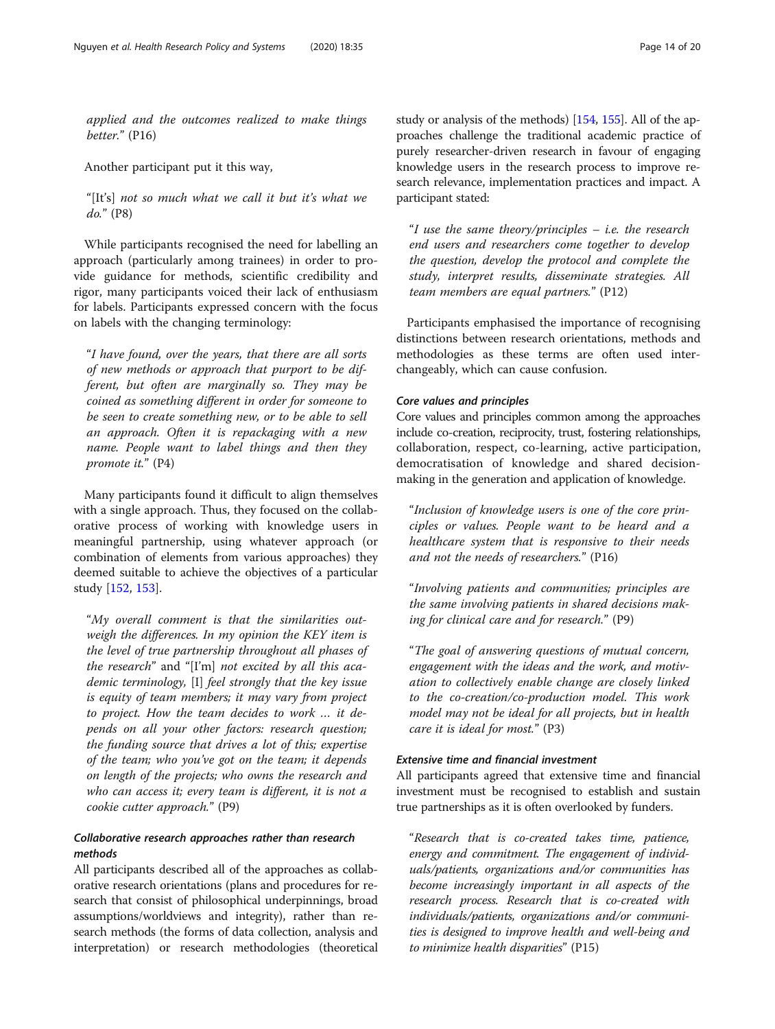*applied and the outcomes realized to make things better.*" (P16)

Another participant put it this way,

"[It's] *not so much what we call it but it's what we do.*" (P8)

While participants recognised the need for labelling an approach (particularly among trainees) in order to provide guidance for methods, scientific credibility and rigor, many participants voiced their lack of enthusiasm for labels. Participants expressed concern with the focus on labels with the changing terminology:

"*I have found, over the years, that there are all sorts of new methods or approach that purport to be different, but often are marginally so. They may be coined as something different in order for someone to be seen to create something new, or to be able to sell an approach. Often it is repackaging with a new name. People want to label things and then they promote it.*" (P4)

Many participants found it difficult to align themselves with a single approach. Thus, they focused on the collaborative process of working with knowledge users in meaningful partnership, using whatever approach (or combination of elements from various approaches) they deemed suitable to achieve the objectives of a particular study [152, 153].

"*My overall comment is that the similarities outweigh the differences. In my opinion the KEY item is the level of true partnership throughout all phases of the research*" and "[I'm] *not excited by all this academic terminology,* [I] *feel strongly that the key issue is equity of team members; it may vary from project to project. How the team decides to work … it depends on all your other factors: research question; the funding source that drives a lot of this; expertise of the team; who you've got on the team; it depends on length of the projects; who owns the research and who can access it; every team is different, it is not a cookie cutter approach.*" (P9)

### Collaborative research approaches rather than research methods

All participants described all of the approaches as collaborative research orientations (plans and procedures for research that consist of philosophical underpinnings, broad assumptions/worldviews and integrity), rather than research methods (the forms of data collection, analysis and interpretation) or research methodologies (theoretical study or analysis of the methods) [154, 155]. All of the approaches challenge the traditional academic practice of purely researcher-driven research in favour of engaging knowledge users in the research process to improve research relevance, implementation practices and impact. A participant stated:

"*I use the same theory/principles – i.e. the research end users and researchers come together to develop the question, develop the protocol and complete the study, interpret results, disseminate strategies. All team members are equal partners.*" (P12)

Participants emphasised the importance of recognising distinctions between research orientations, methods and methodologies as these terms are often used interchangeably, which can cause confusion.

### Core values and principles

Core values and principles common among the approaches include co-creation, reciprocity, trust, fostering relationships, collaboration, respect, co-learning, active participation, democratisation of knowledge and shared decision-making in the generation and application of knowledge.

"*Inclusion of knowledge users is one of the core principles or values. People want to be heard and a healthcare system that is responsive to their needs and not the needs of researchers.*" (P16)

"*Involving patients and communities; principles are the same involving patients in shared decisions making for clinical care and for research.*" (P9)

"*The goal of answering questions of mutual concern, engagement with the ideas and the work, and motivation to collectively enable change are closely linked to the co-creation/co-production model. This work model may not be ideal for all projects, but in health care it is ideal for most.*" (P3)

### Extensive time and financial investment

All participants agreed that extensive time and financial investment must be recognised to establish and sustain true partnerships as it is often overlooked by funders.

"*Research that is co-created takes time, patience, energy and commitment. The engagement of individuals/patients, organizations and/or communities has become increasingly important in all aspects of the research process. Research that is co-created with individuals/patients, organizations and/or communities is designed to improve health and well-being and to minimize health disparities*" (P15)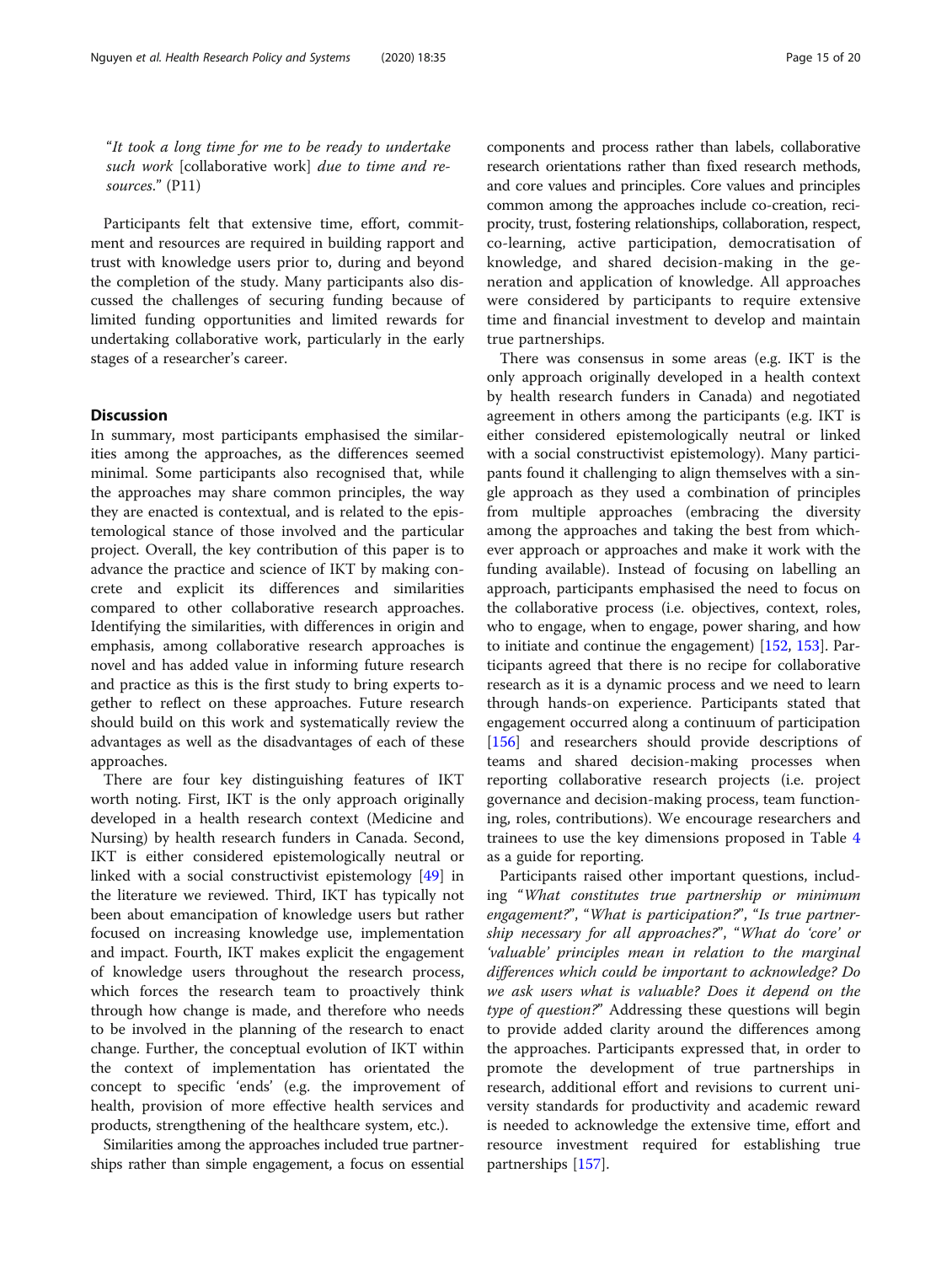"*It took a long time for me to be ready to undertake such work* [collaborative work] *due to time and resources.*" (P11)

Participants felt that extensive time, effort, commitment and resources are required in building rapport and trust with knowledge users prior to, during and beyond the completion of the study. Many participants also discussed the challenges of securing funding because of limited funding opportunities and limited rewards for undertaking collaborative work, particularly in the early stages of a researcher's career.

## Discussion

In summary, most participants emphasised the similarities among the approaches, as the differences seemed minimal. Some participants also recognised that, while the approaches may share common principles, the way they are enacted is contextual, and is related to the epistemological stance of those involved and the particular project. Overall, the key contribution of this paper is to advance the practice and science of IKT by making concrete and explicit its differences and similarities compared to other collaborative research approaches. Identifying the similarities, with differences in origin and emphasis, among collaborative research approaches is novel and has added value in informing future research and practice as this is the first study to bring experts together to reflect on these approaches. Future research should build on this work and systematically review the advantages as well as the disadvantages of each of these approaches.

There are four key distinguishing features of IKT worth noting. First, IKT is the only approach originally developed in a health research context (Medicine and Nursing) by health research funders in Canada. Second, IKT is either considered epistemologically neutral or linked with a social constructivist epistemology [49] in the literature we reviewed. Third, IKT has typically not been about emancipation of knowledge users but rather focused on increasing knowledge use, implementation and impact. Fourth, IKT makes explicit the engagement of knowledge users throughout the research process, which forces the research team to proactively think through how change is made, and therefore who needs to be involved in the planning of the research to enact change. Further, the conceptual evolution of IKT within the context of implementation has orientated the concept to specific 'ends' (e.g. the improvement of health, provision of more effective health services and products, strengthening of the healthcare system, etc.).

Similarities among the approaches included true partnerships rather than simple engagement, a focus on essential components and process rather than labels, collaborative research orientations rather than fixed research methods, and core values and principles. Core values and principles common among the approaches include co-creation, reciprocity, trust, fostering relationships, collaboration, respect, co-learning, active participation, democratisation of knowledge, and shared decision-making in the generation and application of knowledge. All approaches were considered by participants to require extensive time and financial investment to develop and maintain true partnerships.

There was consensus in some areas (e.g. IKT is the only approach originally developed in a health context by health research funders in Canada) and negotiated agreement in others among the participants (e.g. IKT is either considered epistemologically neutral or linked with a social constructivist epistemology). Many participants found it challenging to align themselves with a single approach as they used a combination of principles from multiple approaches (embracing the diversity among the approaches and taking the best from whichever approach or approaches and make it work with the funding available). Instead of focusing on labelling an approach, participants emphasised the need to focus on the collaborative process (i.e. objectives, context, roles, who to engage, when to engage, power sharing, and how to initiate and continue the engagement) [152, 153]. Participants agreed that there is no recipe for collaborative research as it is a dynamic process and we need to learn through hands-on experience. Participants stated that engagement occurred along a continuum of participation [156] and researchers should provide descriptions of teams and shared decision-making processes when reporting collaborative research projects (i.e. project governance and decision-making process, team functioning, roles, contributions). We encourage researchers and trainees to use the key dimensions proposed in Table 4 as a guide for reporting.

Participants raised other important questions, including "*What constitutes true partnership or minimum engagement?*", "*What is participation?*", "*Is true partnership necessary for all approaches?*", "*What do 'core' or 'valuable' principles mean in relation to the marginal differences which could be important to acknowledge? Do we ask users what is valuable? Does it depend on the type of question?*" Addressing these questions will begin to provide added clarity around the differences among the approaches. Participants expressed that, in order to promote the development of true partnerships in research, additional effort and revisions to current university standards for productivity and academic reward is needed to acknowledge the extensive time, effort and resource investment required for establishing true partnerships [157].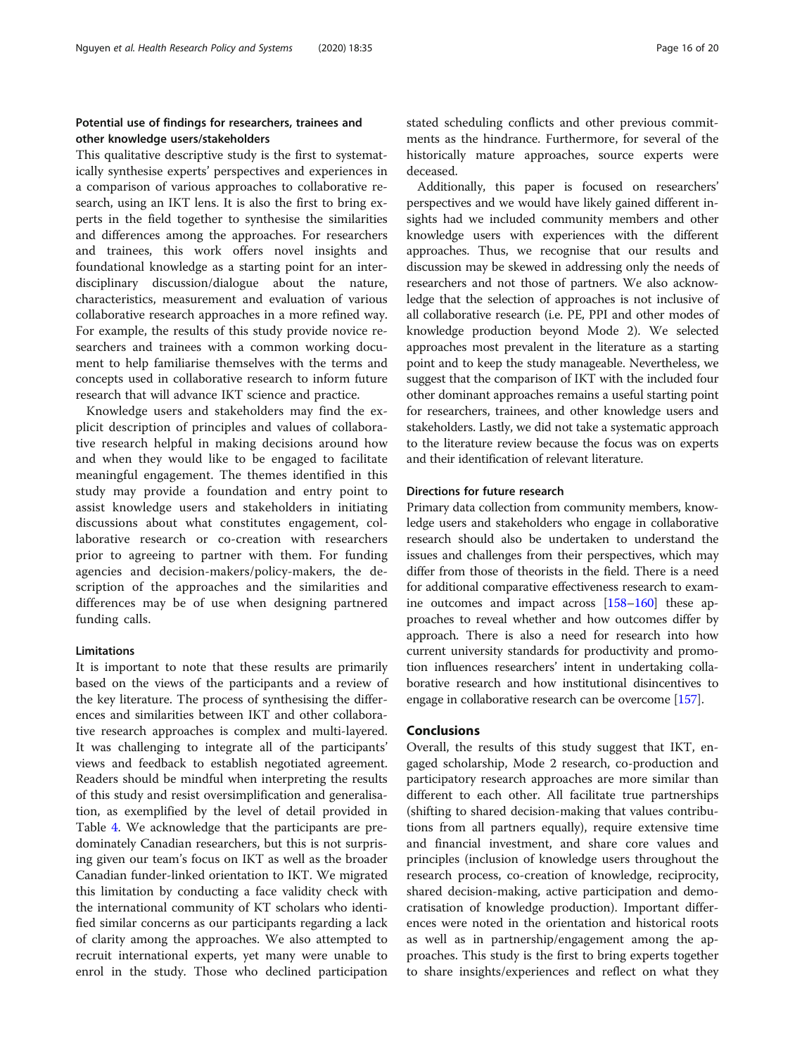### Potential use of findings for researchers, trainees and other knowledge users/stakeholders

This qualitative descriptive study is the first to systematically synthesise experts' perspectives and experiences in a comparison of various approaches to collaborative research, using an IKT lens. It is also the first to bring experts in the field together to synthesise the similarities and differences among the approaches. For researchers and trainees, this work offers novel insights and foundational knowledge as a starting point for an interdisciplinary discussion/dialogue about the nature, characteristics, measurement and evaluation of various collaborative research approaches in a more refined way. For example, the results of this study provide novice researchers and trainees with a common working document to help familiarise themselves with the terms and concepts used in collaborative research to inform future research that will advance IKT science and practice.

Knowledge users and stakeholders may find the explicit description of principles and values of collaborative research helpful in making decisions around how and when they would like to be engaged to facilitate meaningful engagement. The themes identified in this study may provide a foundation and entry point to assist knowledge users and stakeholders in initiating discussions about what constitutes engagement, collaborative research or co-creation with researchers prior to agreeing to partner with them. For funding agencies and decision-makers/policy-makers, the description of the approaches and the similarities and differences may be of use when designing partnered funding calls.

### Limitations

It is important to note that these results are primarily based on the views of the participants and a review of the key literature. The process of synthesising the differences and similarities between IKT and other collaborative research approaches is complex and multi-layered. It was challenging to integrate all of the participants' views and feedback to establish negotiated agreement. Readers should be mindful when interpreting the results of this study and resist oversimplification and generalisation, as exemplified by the level of detail provided in Table 4. We acknowledge that the participants are predominately Canadian researchers, but this is not surprising given our team's focus on IKT as well as the broader Canadian funder-linked orientation to IKT. We migrated this limitation by conducting a face validity check with the international community of KT scholars who identified similar concerns as our participants regarding a lack of clarity among the approaches. We also attempted to recruit international experts, yet many were unable to enrol in the study. Those who declined participation stated scheduling conflicts and other previous commitments as the hindrance. Furthermore, for several of the historically mature approaches, source experts were deceased.

Additionally, this paper is focused on researchers' perspectives and we would have likely gained different insights had we included community members and other knowledge users with experiences with the different approaches. Thus, we recognise that our results and discussion may be skewed in addressing only the needs of researchers and not those of partners. We also acknowledge that the selection of approaches is not inclusive of all collaborative research (i.e. PE, PPI and other modes of knowledge production beyond Mode 2). We selected approaches most prevalent in the literature as a starting point and to keep the study manageable. Nevertheless, we suggest that the comparison of IKT with the included four other dominant approaches remains a useful starting point for researchers, trainees, and other knowledge users and stakeholders. Lastly, we did not take a systematic approach to the literature review because the focus was on experts and their identification of relevant literature.

### Directions for future research

Primary data collection from community members, knowledge users and stakeholders who engage in collaborative research should also be undertaken to understand the issues and challenges from their perspectives, which may differ from those of theorists in the field. There is a need for additional comparative effectiveness research to examine outcomes and impact across [158–160] these approaches to reveal whether and how outcomes differ by approach. There is also a need for research into how current university standards for productivity and promotion influences researchers' intent in undertaking collaborative research and how institutional disincentives to engage in collaborative research can be overcome [157].

## Conclusions

Overall, the results of this study suggest that IKT, engaged scholarship, Mode 2 research, co-production and participatory research approaches are more similar than different to each other. All facilitate true partnerships (shifting to shared decision-making that values contributions from all partners equally), require extensive time and financial investment, and share core values and principles (inclusion of knowledge users throughout the research process, co-creation of knowledge, reciprocity, shared decision-making, active participation and democratisation of knowledge production). Important differences were noted in the orientation and historical roots as well as in partnership/engagement among the approaches. This study is the first to bring experts together to share insights/experiences and reflect on what they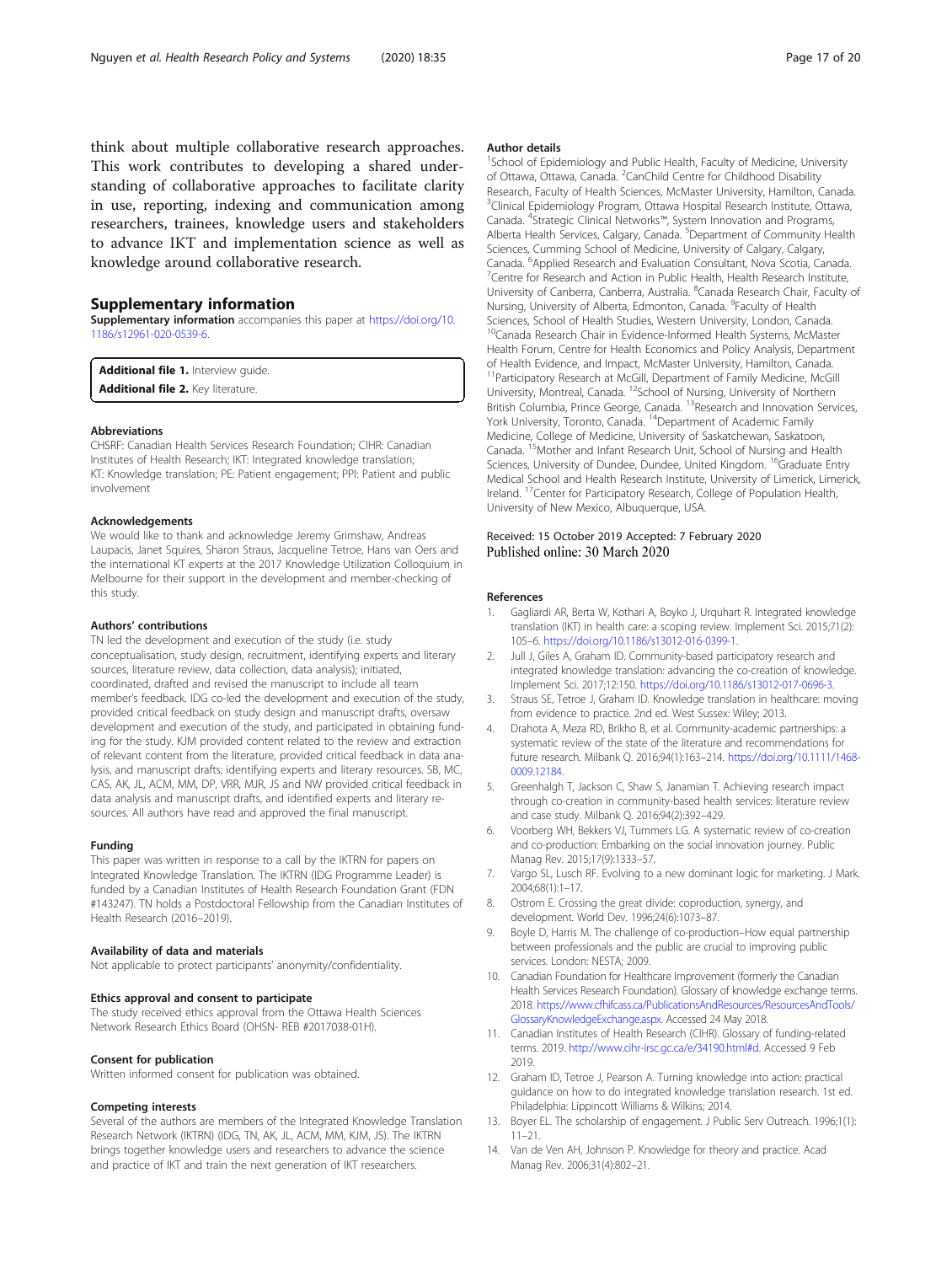think about multiple collaborative research approaches. This work contributes to developing a shared understanding of collaborative approaches to facilitate clarity in use, reporting, indexing and communication among researchers, trainees, knowledge users and stakeholders to advance IKT and implementation science as well as knowledge around collaborative research.

## Supplementary information

**Supplementary information** accompanies this paper at https://doi.org/10.1186/s12961-020-0539-6.

**Additional file 1.** Interview guide.
**Additional file 2.** Key literature.

### Abbreviations

CHSRF: Canadian Health Services Research Foundation; CIHR: Canadian Institutes of Health Research; IKT: Integrated knowledge translation; KT: Knowledge translation; PE: Patient engagement; PPI: Patient and public involvement

### Acknowledgements

We would like to thank and acknowledge Jeremy Grimshaw, Andreas Laupacis, Janet Squires, Sharon Straus, Jacqueline Tetroe, Hans van Oers and the international KT experts at the 2017 Knowledge Utilization Colloquium in Melbourne for their support in the development and member-checking of this study.

### Authors' contributions

TN led the development and execution of the study (i.e. study conceptualisation, study design, recruitment, identifying experts and literary sources, literature review, data collection, data analysis); initiated, coordinated, drafted and revised the manuscript to include all team member's feedback. IDG co-led the development and execution of the study, provided critical feedback on study design and manuscript drafts, oversaw development and execution of the study, and participated in obtaining funding for the study. KJM provided content related to the review and extraction of relevant content from the literature, provided critical feedback in data analysis, and manuscript drafts; identifying experts and literary resources. SB, MC, CAS, AK, JL, ACM, MM, DP, VRR, MJR, JS and NW provided critical feedback in data analysis and manuscript drafts, and identified experts and literary resources. All authors have read and approved the final manuscript.

### Funding

This paper was written in response to a call by the IKTRN for papers on Integrated Knowledge Translation. The IKTRN (IDG Programme Leader) is funded by a Canadian Institutes of Health Research Foundation Grant (FDN #143247). TN holds a Postdoctoral Fellowship from the Canadian Institutes of Health Research (2016–2019).

### Availability of data and materials

Not applicable to protect participants' anonymity/confidentiality.

### Ethics approval and consent to participate

The study received ethics approval from the Ottawa Health Sciences Network Research Ethics Board (OHSN- REB #2017038-01H).

### Consent for publication

Written informed consent for publication was obtained.

### Competing interests

Several of the authors are members of the Integrated Knowledge Translation Research Network (IKTRN) (IDG, TN, AK, JL, ACM, MM, KJM, JS). The IKTRN brings together knowledge users and researchers to advance the science and practice of IKT and train the next generation of IKT researchers.

### Author details

[1]School of Epidemiology and Public Health, Faculty of Medicine, University of Ottawa, Ottawa, Canada. [2]CanChild Centre for Childhood Disability Research, Faculty of Health Sciences, McMaster University, Hamilton, Canada. [3]Clinical Epidemiology Program, Ottawa Hospital Research Institute, Ottawa, Canada. [4]Strategic Clinical Networks™, System Innovation and Programs, Alberta Health Services, Calgary, Canada. [5]Department of Community Health Sciences, Cumming School of Medicine, University of Calgary, Calgary, Canada. [6]Applied Research and Evaluation Consultant, Nova Scotia, Canada. [7]Centre for Research and Action in Public Health, Health Research Institute, University of Canberra, Canberra, Australia. [8]Canada Research Chair, Faculty of Nursing, University of Alberta, Edmonton, Canada. [9]Faculty of Health Sciences, School of Health Studies, Western University, London, Canada. [10]Canada Research Chair in Evidence-Informed Health Systems, McMaster Health Forum, Centre for Health Economics and Policy Analysis, Department of Health Evidence, and Impact, McMaster University, Hamilton, Canada. [11]Participatory Research at McGill, Department of Family Medicine, McGill University, Montreal, Canada. [12]School of Nursing, University of Northern British Columbia, Prince George, Canada. [13]Research and Innovation Services, York University, Toronto, Canada. [14]Department of Academic Family Medicine, College of Medicine, University of Saskatchewan, Saskatoon, Canada. [15]Mother and Infant Research Unit, School of Nursing and Health Sciences, University of Dundee, Dundee, United Kingdom. [16]Graduate Entry Medical School and Health Research Institute, University of Limerick, Limerick, Ireland. [17]Center for Participatory Research, College of Population Health, University of New Mexico, Albuquerque, USA.

Received: 15 October 2019 Accepted: 7 February 2020
Published online: 30 March 2020

### References

1. Gagliardi AR, Berta W, Kothari A, Boyko J, Urquhart R. Integrated knowledge translation (IKT) in health care: a scoping review. Implement Sci. 2015;71(2):105–6. https://doi.org/10.1186/s13012-016-0399-1.
2. Jull J, Giles A, Graham ID. Community-based participatory research and integrated knowledge translation: advancing the co-creation of knowledge. Implement Sci. 2017;12:150. https://doi.org/10.1186/s13012-017-0696-3.
3. Straus SE, Tetroe J, Graham ID. Knowledge translation in healthcare: moving from evidence to practice. 2nd ed. West Sussex: Wiley; 2013.
4. Drahota A, Meza RD, Brikho B, et al. Community-academic partnerships: a systematic review of the state of the literature and recommendations for future research. Milbank Q. 2016;94(1):163–214. https://doi.org/10.1111/1468-0009.12184.
5. Greenhalgh T, Jackson C, Shaw S, Janamian T. Achieving research impact through co-creation in community-based health services: literature review and case study. Milbank Q. 2016;94(2):392–429.
6. Voorberg WH, Bekkers VJ, Tummers LG. A systematic review of co-creation and co-production: Embarking on the social innovation journey. Public Manag Rev. 2015;17(9):1333–57.
7. Vargo SL, Lusch RF. Evolving to a new dominant logic for marketing. J Mark. 2004;68(1):1–17.
8. Ostrom E. Crossing the great divide: coproduction, synergy, and development. World Dev. 1996;24(6):1073–87.
9. Boyle D, Harris M. The challenge of co-production–How equal partnership between professionals and the public are crucial to improving public services. London: NESTA; 2009.
10. Canadian Foundation for Healthcare Improvement (formerly the Canadian Health Services Research Foundation). Glossary of knowledge exchange terms. 2018. https://www.cfhifcass.ca/PublicationsAndResources/ResourcesAndTools/GlossaryKnowledgeExchange.aspx. Accessed 24 May 2018.
11. Canadian Institutes of Health Research (CIHR). Glossary of funding-related terms. 2019. http://www.cihr-irsc.gc.ca/e/34190.html#d. Accessed 9 Feb 2019.
12. Graham ID, Tetroe J, Pearson A. Turning knowledge into action: practical guidance on how to do integrated knowledge translation research. 1st ed. Philadelphia: Lippincott Williams & Wilkins; 2014.
13. Boyer EL. The scholarship of engagement. J Public Serv Outreach. 1996;1(1):11–21.
14. Van de Ven AH, Johnson P. Knowledge for theory and practice. Acad Manag Rev. 2006;31(4):802–21.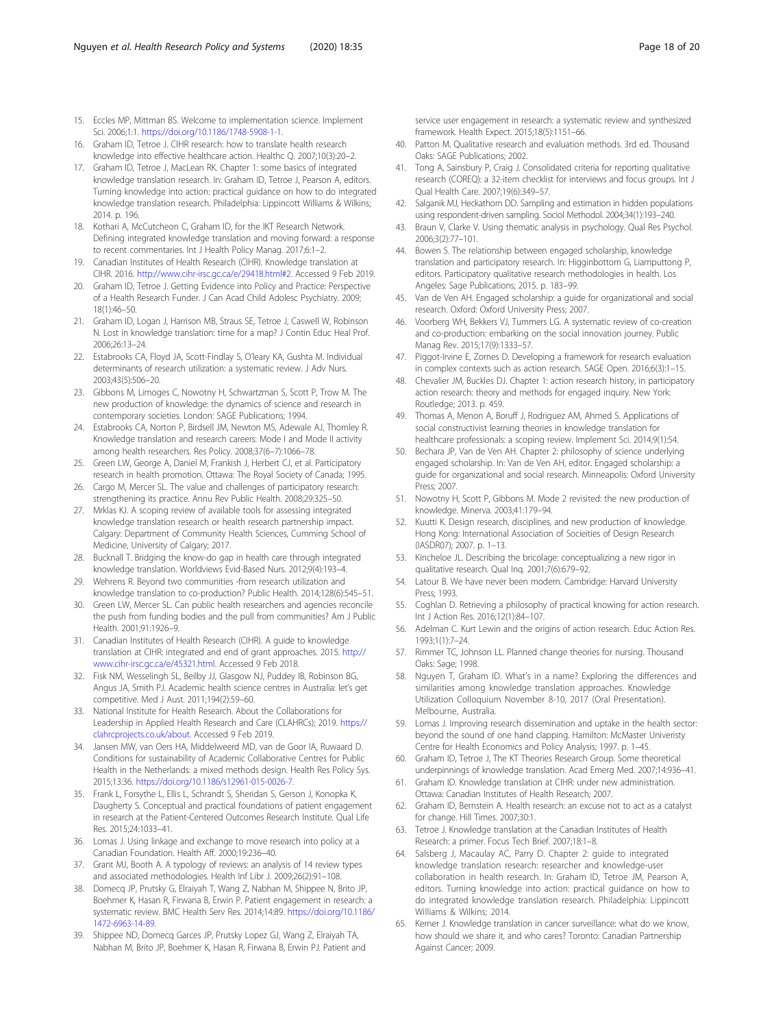15. Eccles MP, Mittman BS. Welcome to implementation science. Implement Sci. 2006;1:1. https://doi.org/10.1186/1748-5908-1-1.
16. Graham ID, Tetroe J. CIHR research: how to translate health research knowledge into effective healthcare action. Healthc Q. 2007;10(3):20–2.
17. Graham ID, Tetroe J, MacLean RK. Chapter 1: some basics of integrated knowledge translation research. In: Graham ID, Tetroe J, Pearson A, editors. Turning knowledge into action: practical guidance on how to do integrated knowledge translation research. Philadelphia: Lippincott Williams & Wilkins; 2014. p. 196.
18. Kothari A, McCutcheon C, Graham ID, for the IKT Research Network. Defining integrated knowledge translation and moving forward: a response to recent commentaries. Int J Health Policy Manag. 2017;6:1–2.
19. Canadian Institutes of Health Research (CIHR). Knowledge translation at CIHR. 2016. http://www.cihr-irsc.gc.ca/e/29418.html#2. Accessed 9 Feb 2019.
20. Graham ID, Tetroe J. Getting Evidence into Policy and Practice: Perspective of a Health Research Funder. J Can Acad Child Adolesc Psychiatry. 2009; 18(1):46–50.
21. Graham ID, Logan J, Harrison MB, Straus SE, Tetroe J, Caswell W, Robinson N. Lost in knowledge translation: time for a map? J Contin Educ Heal Prof. 2006;26:13–24.
22. Estabrooks CA, Floyd JA, Scott-Findlay S, O'leary KA, Gushta M. Individual determinants of research utilization: a systematic review. J Adv Nurs. 2003;43(5):506–20.
23. Gibbons M, Limoges C, Nowotny H, Schwartzman S, Scott P, Trow M. The new production of knowledge: the dynamics of science and research in contemporary societies. London: SAGE Publications; 1994.
24. Estabrooks CA, Norton P, Birdsell JM, Newton MS, Adewale AJ, Thornley R. Knowledge translation and research careers: Mode I and Mode II activity among health researchers. Res Policy. 2008;37(6–7):1066–78.
25. Green LW, George A, Daniel M, Frankish J, Herbert CJ, et al. Participatory research in health promotion. Ottawa: The Royal Society of Canada; 1995.
26. Cargo M, Mercer SL. The value and challenges of participatory research: strengthening its practice. Annu Rev Public Health. 2008;29:325–50.
27. Mrklas KJ. A scoping review of available tools for assessing integrated knowledge translation research or health research partnership impact. Calgary: Department of Community Health Sciences, Cumming School of Medicine, University of Calgary; 2017.
28. Bucknall T. Bridging the know-do gap in health care through integrated knowledge translation. Worldviews Evid-Based Nurs. 2012;9(4):193–4.
29. Wehrens R. Beyond two communities -from research utilization and knowledge translation to co-production? Public Health. 2014;128(6):545–51.
30. Green LW, Mercer SL. Can public health researchers and agencies reconcile the push from funding bodies and the pull from communities? Am J Public Health. 2001;91:1926–9.
31. Canadian Institutes of Health Research (CIHR). A guide to knowledge translation at CIHR: integrated and end of grant approaches. 2015. http://www.cihr-irsc.gc.ca/e/45321.html. Accessed 9 Feb 2018.
32. Fisk NM, Wesselingh SL, Beilby JJ, Glasgow NJ, Puddey IB, Robinson BG, Angus JA, Smith PJ. Academic health science centres in Australia: let's get competitive. Med J Aust. 2011;194(2):59–60.
33. National Institute for Health Research. About the Collaborations for Leadership in Applied Health Research and Care (CLAHRCs); 2019. https://clahrcprojects.co.uk/about. Accessed 9 Feb 2019.
34. Jansen MW, van Oers HA, Middelweerd MD, van de Goor IA, Ruwaard D. Conditions for sustainability of Academic Collaborative Centres for Public Health in the Netherlands: a mixed methods design. Health Res Policy Sys. 2015;13:36. https://doi.org/10.1186/s12961-015-0026-7.
35. Frank L, Forsythe L, Ellis L, Schrandt S, Sheridan S, Gerson J, Konopka K, Daugherty S. Conceptual and practical foundations of patient engagement in research at the Patient-Centered Outcomes Research Institute. Qual Life Res. 2015;24:1033–41.
36. Lomas J. Using linkage and exchange to move research into policy at a Canadian Foundation. Health Aff. 2000;19:236–40.
37. Grant MJ, Booth A. A typology of reviews: an analysis of 14 review types and associated methodologies. Health Inf Libr J. 2009;26(2):91–108.
38. Domecq JP, Prutsky G, Elraiyah T, Wang Z, Nabhan M, Shippee N, Brito JP, Boehmer K, Hasan R, Firwana B, Erwin P. Patient engagement in research: a systematic review. BMC Health Serv Res. 2014;14:89. https://doi.org/10.1186/1472-6963-14-89.
39. Shippee ND, Domecq Garces JP, Prutsky Lopez GJ, Wang Z, Elraiyah TA, Nabhan M, Brito JP, Boehmer K, Hasan R, Firwana B, Erwin PJ. Patient and service user engagement in research: a systematic review and synthesized framework. Health Expect. 2015;18(5):1151–66.
40. Patton M. Qualitative research and evaluation methods. 3rd ed. Thousand Oaks: SAGE Publications; 2002.
41. Tong A, Sainsbury P, Craig J. Consolidated criteria for reporting qualitative research (COREQ): a 32-item checklist for interviews and focus groups. Int J Qual Health Care. 2007;19(6):349–57.
42. Salganik MJ, Heckathorn DD. Sampling and estimation in hidden populations using respondent-driven sampling. Sociol Methodol. 2004;34(1):193–240.
43. Braun V, Clarke V. Using thematic analysis in psychology. Qual Res Psychol. 2006;3(2):77–101.
44. Bowen S. The relationship between engaged scholarship, knowledge translation and participatory research. In: Higginbottom G, Liamputtong P, editors. Participatory qualitative research methodologies in health. Los Angeles: Sage Publications; 2015. p. 183–99.
45. Van de Ven AH. Engaged scholarship: a guide for organizational and social research. Oxford: Oxford University Press; 2007.
46. Voorberg WH, Bekkers VJ, Tummers LG. A systematic review of co-creation and co-production: embarking on the social innovation journey. Public Manag Rev. 2015;17(9):1333–57.
47. Piggot-Irvine E, Zornes D. Developing a framework for research evaluation in complex contexts such as action research. SAGE Open. 2016;6(3):1–15.
48. Chevalier JM, Buckles DJ. Chapter 1: action research history, in participatory action research: theory and methods for engaged inquiry. New York: Routledge; 2013. p. 459.
49. Thomas A, Menon A, Boruff J, Rodriguez AM, Ahmed S. Applications of social constructivist learning theories in knowledge translation for healthcare professionals: a scoping review. Implement Sci. 2014;9(1):54.
50. Bechara JP, Van de Ven AH. Chapter 2: philosophy of science underlying engaged scholarship. In: Van de Ven AH, editor. Engaged scholarship: a guide for organizational and social research. Minneapolis: Oxford University Press; 2007.
51. Nowotny H, Scott P, Gibbons M. Mode 2 revisited: the new production of knowledge. Minerva. 2003;41:179–94.
52. Kuutti K. Design research, disciplines, and new production of knowledge. Hong Kong: International Association of Socieities of Design Research (IASDR07); 2007. p. 1–13.
53. Kincheloe JL. Describing the bricolage: conceptualizing a new rigor in qualitative research. Qual Inq. 2001;7(6):679–92.
54. Latour B. We have never been modern. Cambridge: Harvard University Press; 1993.
55. Coghlan D. Retrieving a philosophy of practical knowing for action research. Int J Action Res. 2016;12(1):84–107.
56. Adelman C. Kurt Lewin and the origins of action research. Educ Action Res. 1993;1(1):7–24.
57. Rimmer TC, Johnson LL. Planned change theories for nursing. Thousand Oaks: Sage; 1998.
58. Nguyen T, Graham ID. What's in a name? Exploring the differences and similarities among knowledge translation approaches. Knowledge Utilization Colloquium November 8-10, 2017 (Oral Presentation). Melbourne, Australia.
59. Lomas J. Improving research dissemination and uptake in the health sector: beyond the sound of one hand clapping. Hamilton: McMaster Univeristy Centre for Health Economics and Policy Analysis; 1997. p. 1–45.
60. Graham ID, Tetroe J, The KT Theories Research Group. Some theoretical underpinnings of knowledge translation. Acad Emerg Med. 2007;14:936–41.
61. Graham ID. Knowledge translation at CIHR: under new administration. Ottawa: Canadian Institutes of Health Research; 2007.
62. Graham ID, Bernstein A. Health research: an excuse not to act as a catalyst for change. Hill Times. 2007;30:1.
63. Tetroe J. Knowledge translation at the Canadian Institutes of Health Research: a primer. Focus Tech Brief. 2007;18:1–8.
64. Salsberg J, Macaulay AC, Parry D. Chapter 2: guide to integrated knowledge translation research: researcher and knowledge-user collaboration in health research. In: Graham ID, Tetroe JM, Pearson A, editors. Turning knowledge into action: practical guidance on how to do integrated knowledge translation research. Philadelphia: Lippincott Williams & Wilkins; 2014.
65. Kerner J. Knowledge translation in cancer surveillance: what do we know, how should we share it, and who cares? Toronto: Canadian Partnership Against Cancer; 2009.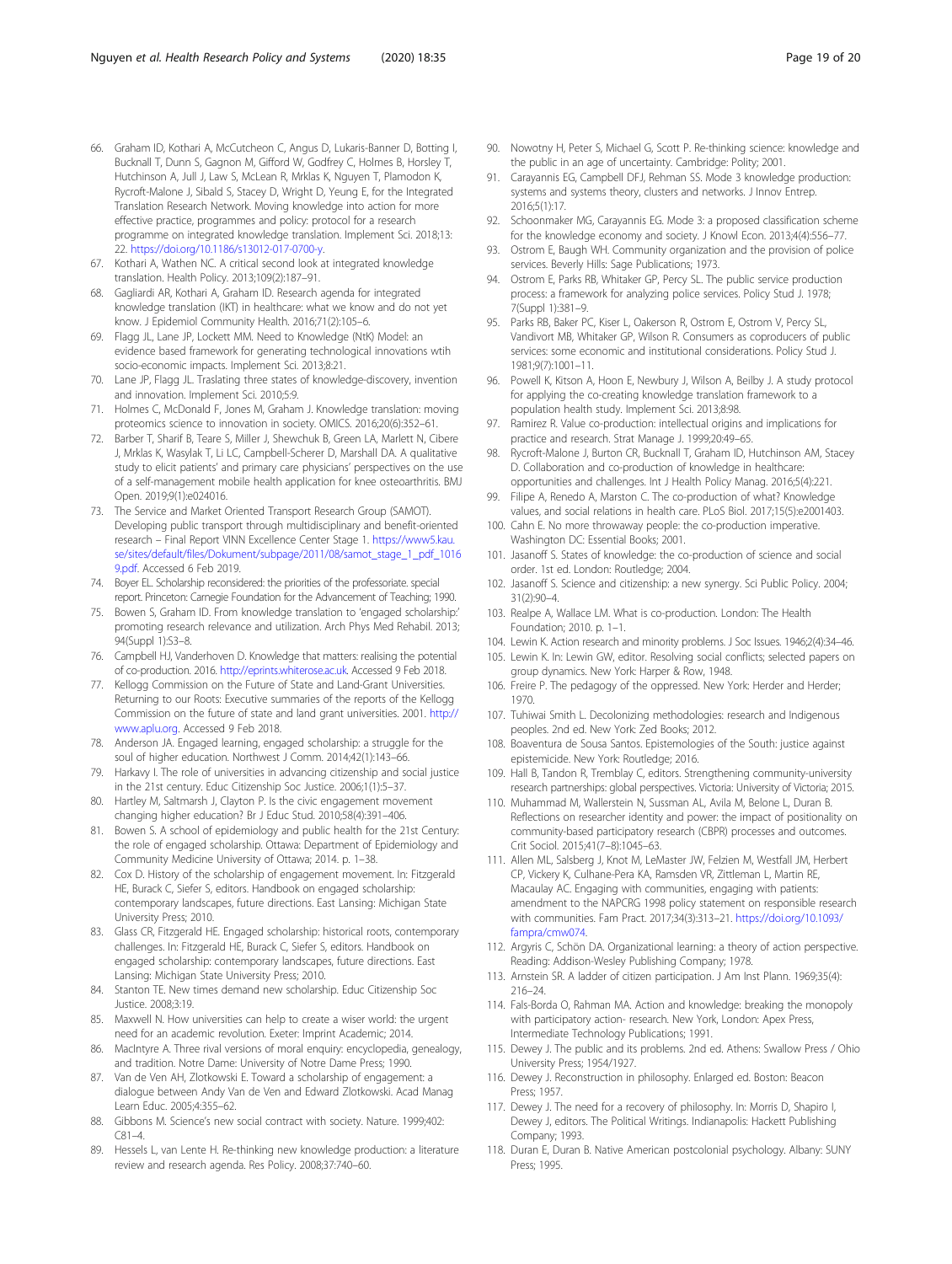66. Graham ID, Kothari A, McCutcheon C, Angus D, Lukaris-Banner D, Botting I, Bucknall T, Dunn S, Gagnon M, Gifford W, Godfrey C, Holmes B, Horsley T, Hutchinson A, Jull J, Law S, McLean R, Mrklas K, Nguyen T, Plamodon K, Rycroft-Malone J, Sibald S, Stacey D, Wright D, Yeung E, for the Integrated Translation Research Network. Moving knowledge into action for more effective practice, programmes and policy: protocol for a research programme on integrated knowledge translation. Implement Sci. 2018;13:22. https://doi.org/10.1186/s13012-017-0700-y.
67. Kothari A, Wathen NC. A critical second look at integrated knowledge translation. Health Policy. 2013;109(2):187–91.
68. Gagliardi AR, Kothari A, Graham ID. Research agenda for integrated knowledge translation (IKT) in healthcare: what we know and do not yet know. J Epidemiol Community Health. 2016;71(2):105–6.
69. Flagg JL, Lane JP, Lockett MM. Need to Knowledge (NtK) Model: an evidence based framework for generating technological innovations wtih socio-economic impacts. Implement Sci. 2013;8:21.
70. Lane JP, Flagg JL. Traslating three states of knowledge-discovery, invention and innovation. Implement Sci. 2010;5:9.
71. Holmes C, McDonald F, Jones M, Graham J. Knowledge translation: moving proteomics science to innovation in society. OMICS. 2016;20(6):352–61.
72. Barber T, Sharif B, Teare S, Miller J, Shewchuk B, Green LA, Marlett N, Cibere J, Mrklas K, Wasylak T, Li LC, Campbell-Scherer D, Marshall DA. A qualitative study to elicit patients' and primary care physicians' perspectives on the use of a self-management mobile health application for knee osteoarthritis. BMJ Open. 2019;9(1):e024016.
73. The Service and Market Oriented Transport Research Group (SAMOT). Developing public transport through multidisciplinary and benefit-oriented research – Final Report VINN Excellence Center Stage 1. https://www5.kau.se/sites/default/files/Dokument/subpage/2011/08/samot_stage_1_pdf_10169.pdf. Accessed 6 Feb 2019.
74. Boyer EL. Scholarship reconsidered: the priorities of the professoriate. special report. Princeton: Carnegie Foundation for the Advancement of Teaching; 1990.
75. Bowen S, Graham ID. From knowledge translation to 'engaged scholarship:' promoting research relevance and utilization. Arch Phys Med Rehabil. 2013;94(Suppl 1):S3–8.
76. Campbell HJ, Vanderhoven D. Knowledge that matters: realising the potential of co-production. 2016. http://eprints.whiterose.ac.uk. Accessed 9 Feb 2018.
77. Kellogg Commission on the Future of State and Land-Grant Universities. Returning to our Roots: Executive summaries of the reports of the Kellogg Commission on the future of state and land grant universities. 2001. http://www.aplu.org. Accessed 9 Feb 2018.
78. Anderson JA. Engaged learning, engaged scholarship: a struggle for the soul of higher education. Northwest J Comm. 2014;42(1):143–66.
79. Harkavy I. The role of universities in advancing citizenship and social justice in the 21st century. Educ Citizenship Soc Justice. 2006;1(1):5–37.
80. Hartley M, Saltmarsh J, Clayton P. Is the civic engagement movement changing higher education? Br J Educ Stud. 2010;58(4):391–406.
81. Bowen S. A school of epidemiology and public health for the 21st Century: the role of engaged scholarship. Ottawa: Department of Epidemiology and Community Medicine University of Ottawa; 2014. p. 1–38.
82. Cox D. History of the scholarship of engagement movement. In: Fitzgerald HE, Burack C, Siefer S, editors. Handbook on engaged scholarship: contemporary landscapes, future directions. East Lansing: Michigan State University Press; 2010.
83. Glass CR, Fitzgerald HE. Engaged scholarship: historical roots, contemporary challenges. In: Fitzgerald HE, Burack C, Siefer S, editors. Handbook on engaged scholarship: contemporary landscapes, future directions. East Lansing: Michigan State University Press; 2010.
84. Stanton TE. New times demand new scholarship. Educ Citizenship Soc Justice. 2008;3:19.
85. Maxwell N. How universities can help to create a wiser world: the urgent need for an academic revolution. Exeter: Imprint Academic; 2014.
86. MacIntyre A. Three rival versions of moral enquiry: encyclopedia, genealogy, and tradition. Notre Dame: University of Notre Dame Press; 1990.
87. Van de Ven AH, Zlotkowski E. Toward a scholarship of engagement: a dialogue between Andy Van de Ven and Edward Zlotkowski. Acad Manag Learn Educ. 2005;4:355–62.
88. Gibbons M. Science's new social contract with society. Nature. 1999;402:C81–4.
89. Hessels L, van Lente H. Re-thinking new knowledge production: a literature review and research agenda. Res Policy. 2008;37:740–60.
90. Nowotny H, Peter S, Michael G, Scott P. Re-thinking science: knowledge and the public in an age of uncertainty. Cambridge: Polity; 2001.
91. Carayannis EG, Campbell DFJ, Rehman SS. Mode 3 knowledge production: systems and systems theory, clusters and networks. J Innov Entrep. 2016;5(1):17.
92. Schoonmaker MG, Carayannis EG. Mode 3: a proposed classification scheme for the knowledge economy and society. J Knowl Econ. 2013;4(4):556–77.
93. Ostrom E, Baugh WH. Community organization and the provision of police services. Beverly Hills: Sage Publications; 1973.
94. Ostrom E, Parks RB, Whitaker GP, Percy SL. The public service production process: a framework for analyzing police services. Policy Stud J. 1978;7(Suppl 1):381–9.
95. Parks RB, Baker PC, Kiser L, Oakerson R, Ostrom E, Ostrom V, Percy SL, Vandivort MB, Whitaker GP, Wilson R. Consumers as coproducers of public services: some economic and institutional considerations. Policy Stud J. 1981;9(7):1001–11.
96. Powell K, Kitson A, Hoon E, Newbury J, Wilson A, Beilby J. A study protocol for applying the co-creating knowledge translation framework to a population health study. Implement Sci. 2013;8:98.
97. Ramirez R. Value co-production: intellectual origins and implications for practice and research. Strat Manage J. 1999;20:49–65.
98. Rycroft-Malone J, Burton CR, Bucknall T, Graham ID, Hutchinson AM, Stacey D. Collaboration and co-production of knowledge in healthcare: opportunities and challenges. Int J Health Policy Manag. 2016;5(4):221.
99. Filipe A, Renedo A, Marston C. The co-production of what? Knowledge values, and social relations in health care. PLoS Biol. 2017;15(5):e2001403.
100. Cahn E. No more throwaway people: the co-production imperative. Washington DC: Essential Books; 2001.
101. Jasanoff S. States of knowledge: the co-production of science and social order. 1st ed. London: Routledge; 2004.
102. Jasanoff S. Science and citizenship: a new synergy. Sci Public Policy. 2004;31(2):90–4.
103. Realpe A, Wallace LM. What is co-production. London: The Health Foundation; 2010. p. 1–1.
104. Lewin K. Action research and minority problems. J Soc Issues. 1946;2(4):34–46.
105. Lewin K. In: Lewin GW, editor. Resolving social conflicts; selected papers on group dynamics. New York: Harper & Row, 1948.
106. Freire P. The pedagogy of the oppressed. New York: Herder and Herder; 1970.
107. Tuhiwai Smith L. Decolonizing methodologies: research and Indigenous peoples. 2nd ed. New York: Zed Books; 2012.
108. Boaventura de Sousa Santos. Epistemologies of the South: justice against epistemicide. New York: Routledge; 2016.
109. Hall B, Tandon R, Tremblay C, editors. Strengthening community-university research partnerships: global perspectives. Victoria: University of Victoria; 2015.
110. Muhammad M, Wallerstein N, Sussman AL, Avila M, Belone L, Duran B. Reflections on researcher identity and power: the impact of positionality on community-based participatory research (CBPR) processes and outcomes. Crit Sociol. 2015;41(7–8):1045–63.
111. Allen ML, Salsberg J, Knot M, LeMaster JW, Felzien M, Westfall JM, Herbert CP, Vickery K, Culhane-Pera KA, Ramsden VR, Zittleman L, Martin RE, Macaulay AC. Engaging with communities, engaging with patients: amendment to the NAPCRG 1998 policy statement on responsible research with communities. Fam Pract. 2017;34(3):313–21. https://doi.org/10.1093/fampra/cmw074.
112. Argyris C, Schön DA. Organizational learning: a theory of action perspective. Reading: Addison-Wesley Publishing Company; 1978.
113. Arnstein SR. A ladder of citizen participation. J Am Inst Plann. 1969;35(4):216–24.
114. Fals-Borda O, Rahman MA. Action and knowledge: breaking the monopoly with participatory action- research. New York, London: Apex Press, Intermediate Technology Publications; 1991.
115. Dewey J. The public and its problems. 2nd ed. Athens: Swallow Press / Ohio University Press; 1954/1927.
116. Dewey J. Reconstruction in philosophy. Enlarged ed. Boston: Beacon Press; 1957.
117. Dewey J. The need for a recovery of philosophy. In: Morris D, Shapiro I, Dewey J, editors. The Political Writings. Indianapolis: Hackett Publishing Company; 1993.
118. Duran E, Duran B. Native American postcolonial psychology. Albany: SUNY Press; 1995.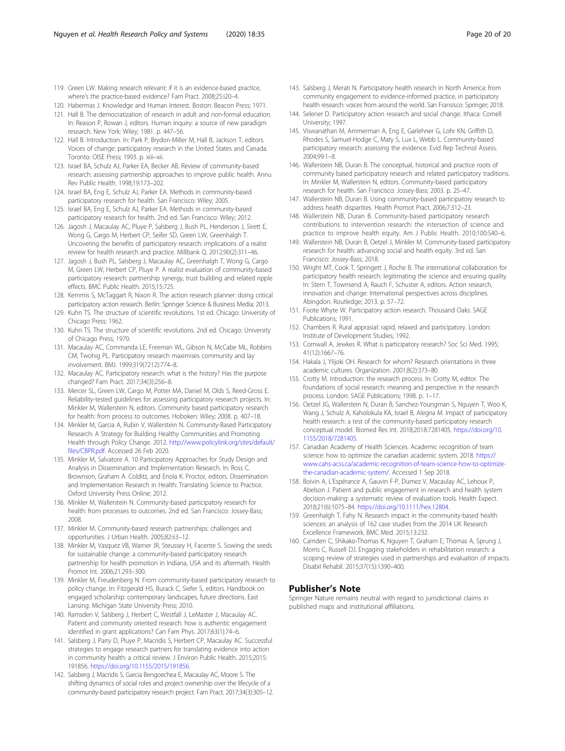119. Green LW. Making research relevant: if it is an evidence-based practice, where's the practice-based evidence? Fam Pract. 2008;25:i20–4.
120. Habermas J. Knowledge and Human Interest. Boston: Beacon Press; 1971.
121. Hall B. The democratization of research in adult and non-formal education. In: Reason P, Rowan J, editors. Human inquiry: a source of new paradigm research. New York: Wiley; 1981. p. 447–56.
122. Hall B. Introduction. In: Park P, Brydon-Miller M, Hall B, Jackson T, editors. Voices of change: participatory research in the United States and Canada. Toronto: OISE Press; 1993. p. xiii–xii.
123. Israel BA, Schulz AJ, Parker EA, Becker AB. Review of community-based research: assessing partnership approaches to improve public health. Annu Rev Public Health. 1998;19:173–202.
124. Israel BA, Eng E, Schulz AJ, Parker EA. Methods in community-based participatory research for health. San Francisco: Wiley; 2005.
125. Israel BA, Eng E, Schulz AJ, Parker EA. Methods in community-based participatory research for health. 2nd ed. San Francisco: Wiley; 2012.
126. Jagosh J, Macaulay AC, Pluye P, Salsberg J, Bush PL, Henderson J, Sirett E, Wong G, Cargo M, Herbert CP, Seifer SD, Green LW, Greenhalgh T. Uncovering the benefits of participatory research: implications of a realist review for health research and practice. Millbank Q. 2012;90(2):311–46.
127. Jagosh J, Bush PL, Salsberg J, Macaulay AC, Greenhalgh T, Wong G, Cargo M, Green LW, Herbert CP, Pluye P. A realist evaluation of community-based participatory research: partnership synergy, trust building and related ripple effects. BMC Public Health. 2015;15:725.
128. Kemmis S, McTaggart R, Nixon R. The action research planner: doing critical participatory action research. Berlin: Springer Science & Business Media; 2013.
129. Kuhn TS. The structure of scientific revolutions. 1st ed. Chicago: University of Chicago Press; 1962.
130. Kuhn TS. The structure of scientific revolutions. 2nd ed. Chicago: University of Chicago Press; 1970.
131. Macaulay AC, Commanda LE, Freeman WL, Gibson N, McCabe ML, Robbins CM, Twohig PL. Participatory research maximises community and lay involvement. BMJ. 1999;319(7212):774–8.
132. Macaulay AC. Participatory research: what is the history? Has the purpose changed? Fam Pract. 2017;34(3):256–8.
133. Mercer SL, Green LW, Cargo M, Potter MA, Daniel M, Olds S, Reed-Gross E. Reliability-tested guidelines for assessing participatory research projects. In: Minkler M, Wallerstein N, editors. Community based participatory research for health: from process to outcomes. Hoboken: Wiley; 2008. p. 407–18.
134. Minkler M, Garcia A, Rubin V, Wallerstein N. Community-Based Participatory Research: A Strategy for Building Healthy Communities and Promoting Health through Policy Change. 2012. http://www.policylink.org/sites/default/files/CBPR.pdf. Accessed 26 Feb 2020.
135. Minkler M, Salvatore A. 10 Participatory Approaches for Study Design and Analysis in Dissemination and Implementation Research. In: Ross C. Brownson, Graham A. Colditz, and Enola K. Proctor, editors. Dissemination and Implementation Research in Health: Translating Science to Practice. Oxford University Press Online; 2012.
136. Minkler M, Wallerstein N. Community-based participatory research for health: from processes to outcomes. 2nd ed. San Francisco: Jossey-Bass; 2008.
137. Minkler M. Community-based research partnerships: challenges and opportunities. J Urban Health. 2005;82:ii3–12.
138. Minkler M, Vasquez VB, Warner JR, Steussey H, Facente S. Sowing the seeds for sustainable change: a community-based participatory research partnership for health promotion in Indiana, USA and its aftermath. Health Promot Int. 2006;21:293–300.
139. Minkler M, Freudenberg N. From community-based participatory research to policy change. In: Fitzgerald HS, Burack C, Siefer S, editors. Handbook on engaged scholarship: contemporary landscapes, future directions. East Lansing: Michigan State University Press; 2010.
140. Ramsden V, Salsberg J, Herbert C, Westfall J, LeMaster J, Macaulay AC. Patient and community oriented research: how is authentic engagement identified in grant applications? Can Fam Phys. 2017;63(1):74–6.
141. Salsberg J, Parry D, Pluye P, Macridis S, Herbert CP, Macaulay AC. Successful strategies to engage research partners for translating evidence into action in community health: a critical review. J Environ Public Health. 2015;2015:191856. https://doi.org/10.1155/2015/191856.
142. Salsberg J, Macridis S, Garcia Bengoechea E, Macaulay AC, Moore S. The shifting dynamics of social roles and project ownership over the lifecycle of a community-based participatory research project. Fam Pract. 2017;34(3):305–12.
143. Salsberg J, Merati N. Participatory health research in North America: from community engagement to evidence-informed practice, in participatory health research: voices from around the world. San Fransisco: Springer; 2018.
144. Selener D. Participatory action research and social change. Ithaca: Cornell University; 1997.
145. Viswanathan M, Ammerman A, Eng E, Garlehner G, Lohr KN, Griffith D, Rhodes S, Samuel-Hodge C, Maty S, Lux L, Webb L. Community-based participatory research: assessing the evidence. Evid Rep Technol Assess. 2004;99:1–8.
146. Wallerstein NB, Duran B. The conceptual, historical and practice roots of community based participatory research and related participatory traditions. In: Minkler M, Wallerstein N, editors. Community-based participatory research for health. San Francisco: Jossey-Bass; 2003. p. 25–47.
147. Wallerstein NB, Duran B. Using community-based participatory research to address health disparities. Health Promot Pract. 2006;7:312–23.
148. Wallerstein NB, Duran B. Community-based participatory research contributions to intervention research: the intersection of science and practice to improve health equity. Am J Public Health. 2010;100:S40–6.
149. Wallerstein NB, Duran B, Oetzel J, Minkler M. Community-based participatory research for health: advancing social and health equity. 3rd ed. San Francisco: Jossey-Bass; 2018.
150. Wright MT, Cook T, Springett J, Roche B. The international collaboration for participatory health research: legitimating the science and ensuring quality. In: Stern T, Townsend A, Rauch F, Schuster A, editors. Action research, innovation and change: International perspectives across disciplines. Abingdon: Routledge; 2013. p. 57–72.
151. Foote Whyte W. Participatory action research. Thousand Oaks: SAGE Publications; 1991.
152. Chambers R. Rural apprasial: rapid, relaxed and participatory. London: Institute of Development Studies; 1992.
153. Cornwall A, Jewkes R. What is participatory research? Soc Sci Med. 1995;41(12):1667–76.
154. Hakala J, Ylijoki OH. Research for whom? Research orientations in three academic cultures. Organization. 2001;8(2):373–80.
155. Crotty M. Introduction: the research process. In: Crotty M, editor. The foundations of social research: meaning and perspective in the research process. London: SAGE Publications; 1998. p. 1–17.
156. Oetzel JG, Wallerstein N, Duran B, Sanchez-Youngman S, Nguyen T, Woo K, Wang J, Schulz A, Kaholokula KA, Israel B, Alegria M. Impact of participatory health research: a test of the community-based participatory research conceptual model. Biomed Res Int. 2018;2018:7281405. https://doi.org/10.1155/2018/7281405.
157. Canadian Academy of Health Sciences. Academic recognition of team science: how to optimize the canadian academic system. 2018. https://www.cahs-acss.ca/academic-recognition-of-team-science-how-to-optimize-the-canadian-academic-system/. Accessed 1 Sep 2018.
158. Boivin A, L'Espérance A, Gauvin F-P, Dumez V, Macaulay AC, Lehoux P, Abelson J. Patient and public engagement in research and health system decision-making: a systematic review of evaluation tools. Health Expect. 2018;21(6):1075–84. https://doi.org/10.1111/hex.12804.
159. Greenhalgh T, Fahy N. Research impact in the community-based health sciences: an analysis of 162 case studies from the 2014 UK Research Excellence Framework. BMC Med. 2015;13:232.
160. Camden C, Shikako-Thomas K, Nguyen T, Graham E, Thomas A, Sprung J, Morris C, Russell DJ. Engaging stakeholders in rehabilitation research: a scoping review of strategies used in partnerships and evaluation of impacts. Disabil Rehabil. 2015;37(15):1390–400.

## Publisher's Note

Springer Nature remains neutral with regard to jurisdictional claims in published maps and institutional affiliations.